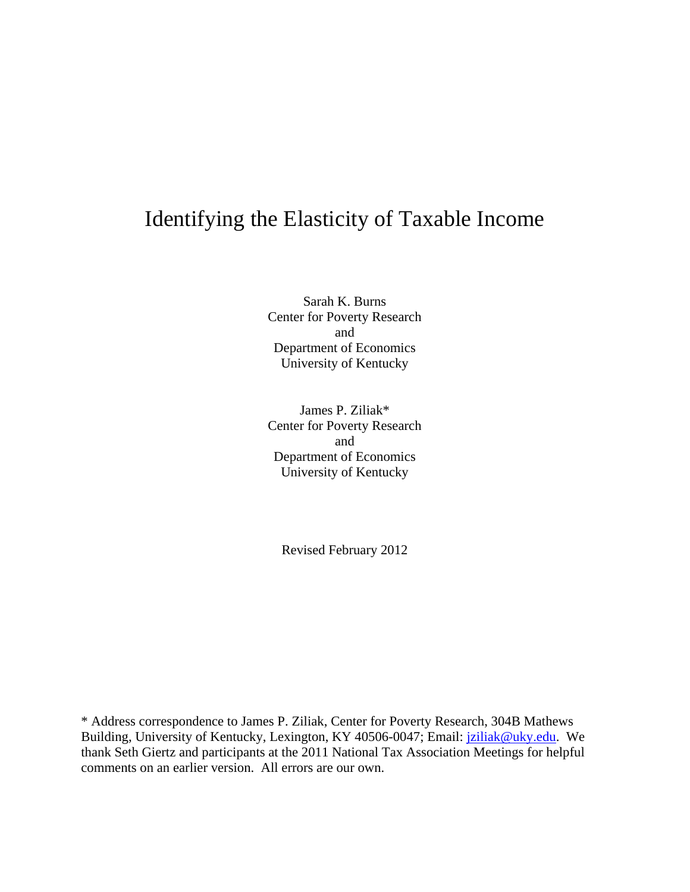# Identifying the Elasticity of Taxable Income

Sarah K. Burns
Center for Poverty Research
and
Department of Economics
University of Kentucky

James P. Ziliak*
Center for Poverty Research
and
Department of Economics
University of Kentucky

Revised February 2012

* Address correspondence to James P. Ziliak, Center for Poverty Research, 304B Mathews Building, University of Kentucky, Lexington, KY 40506-0047; Email: jziliak@uky.edu. We thank Seth Giertz and participants at the 2011 National Tax Association Meetings for helpful comments on an earlier version. All errors are our own.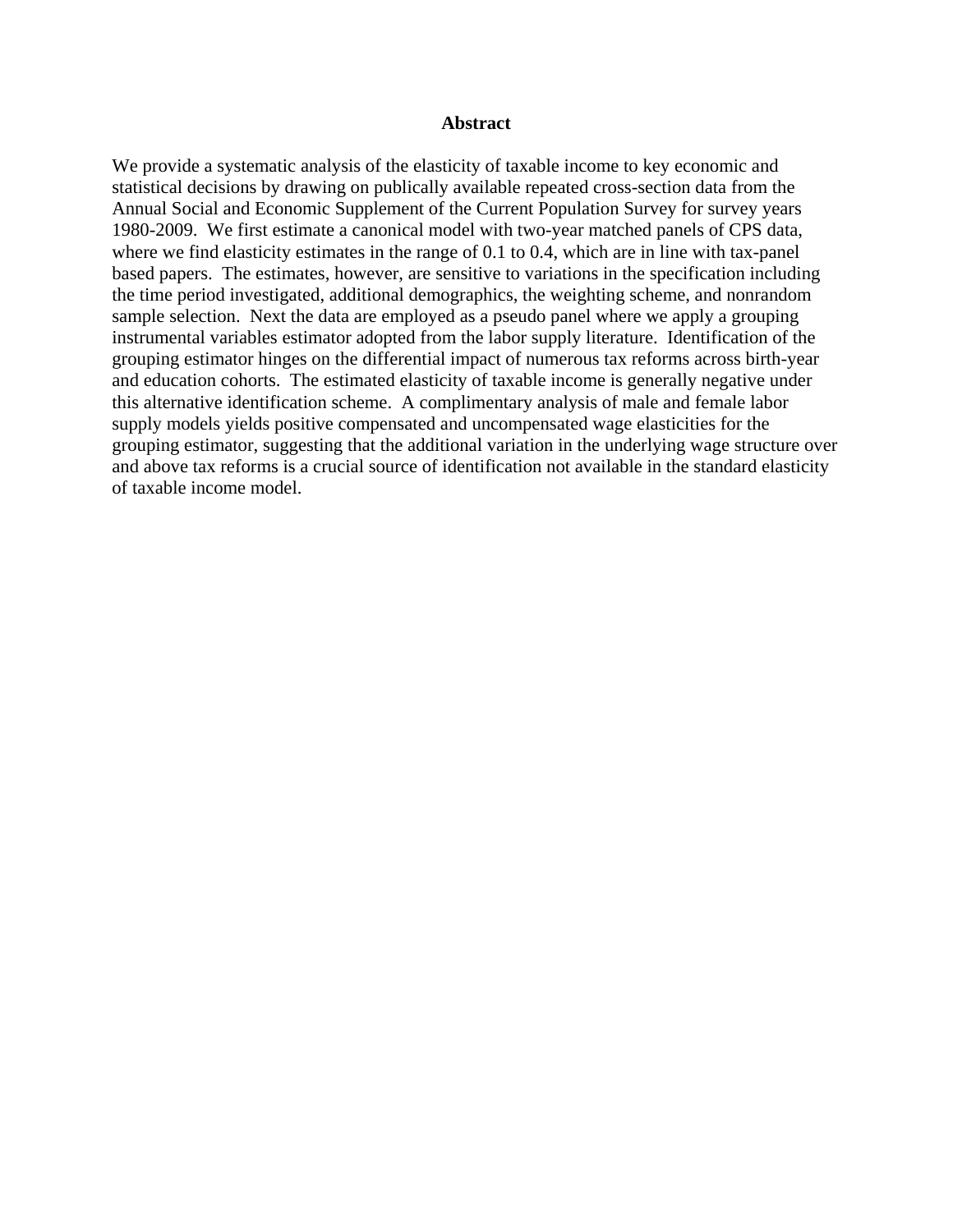# Abstract

We provide a systematic analysis of the elasticity of taxable income to key economic and statistical decisions by drawing on publically available repeated cross-section data from the Annual Social and Economic Supplement of the Current Population Survey for survey years 1980-2009. We first estimate a canonical model with two-year matched panels of CPS data, where we find elasticity estimates in the range of 0.1 to 0.4, which are in line with tax-panel based papers. The estimates, however, are sensitive to variations in the specification including the time period investigated, additional demographics, the weighting scheme, and nonrandom sample selection. Next the data are employed as a pseudo panel where we apply a grouping instrumental variables estimator adopted from the labor supply literature. Identification of the grouping estimator hinges on the differential impact of numerous tax reforms across birth-year and education cohorts. The estimated elasticity of taxable income is generally negative under this alternative identification scheme. A complimentary analysis of male and female labor supply models yields positive compensated and uncompensated wage elasticities for the grouping estimator, suggesting that the additional variation in the underlying wage structure over and above tax reforms is a crucial source of identification not available in the standard elasticity of taxable income model.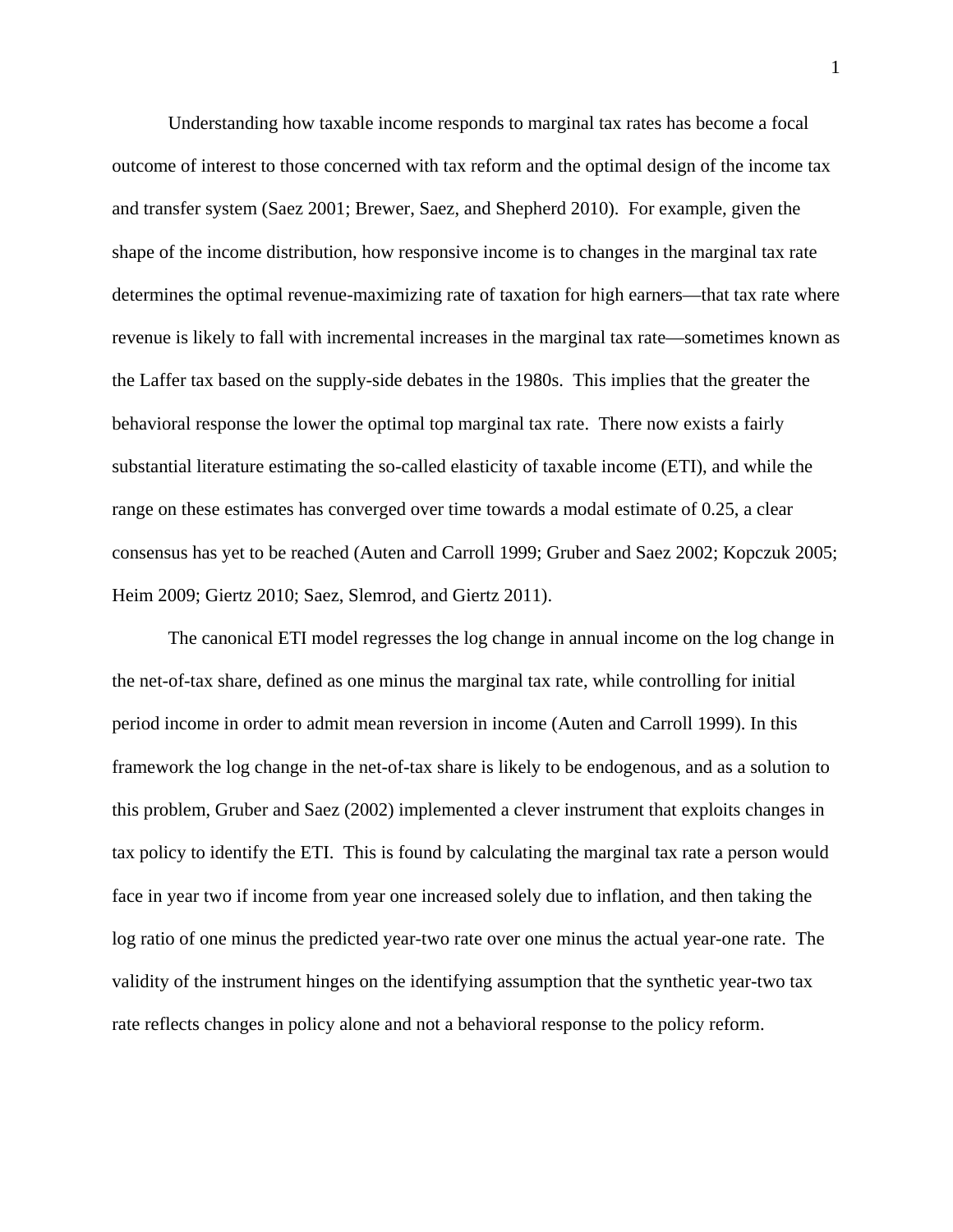Understanding how taxable income responds to marginal tax rates has become a focal outcome of interest to those concerned with tax reform and the optimal design of the income tax and transfer system (Saez 2001; Brewer, Saez, and Shepherd 2010). For example, given the shape of the income distribution, how responsive income is to changes in the marginal tax rate determines the optimal revenue-maximizing rate of taxation for high earners—that tax rate where revenue is likely to fall with incremental increases in the marginal tax rate—sometimes known as the Laffer tax based on the supply-side debates in the 1980s. This implies that the greater the behavioral response the lower the optimal top marginal tax rate. There now exists a fairly substantial literature estimating the so-called elasticity of taxable income (ETI), and while the range on these estimates has converged over time towards a modal estimate of 0.25, a clear consensus has yet to be reached (Auten and Carroll 1999; Gruber and Saez 2002; Kopczuk 2005; Heim 2009; Giertz 2010; Saez, Slemrod, and Giertz 2011).

The canonical ETI model regresses the log change in annual income on the log change in the net-of-tax share, defined as one minus the marginal tax rate, while controlling for initial period income in order to admit mean reversion in income (Auten and Carroll 1999). In this framework the log change in the net-of-tax share is likely to be endogenous, and as a solution to this problem, Gruber and Saez (2002) implemented a clever instrument that exploits changes in tax policy to identify the ETI. This is found by calculating the marginal tax rate a person would face in year two if income from year one increased solely due to inflation, and then taking the log ratio of one minus the predicted year-two rate over one minus the actual year-one rate. The validity of the instrument hinges on the identifying assumption that the synthetic year-two tax rate reflects changes in policy alone and not a behavioral response to the policy reform.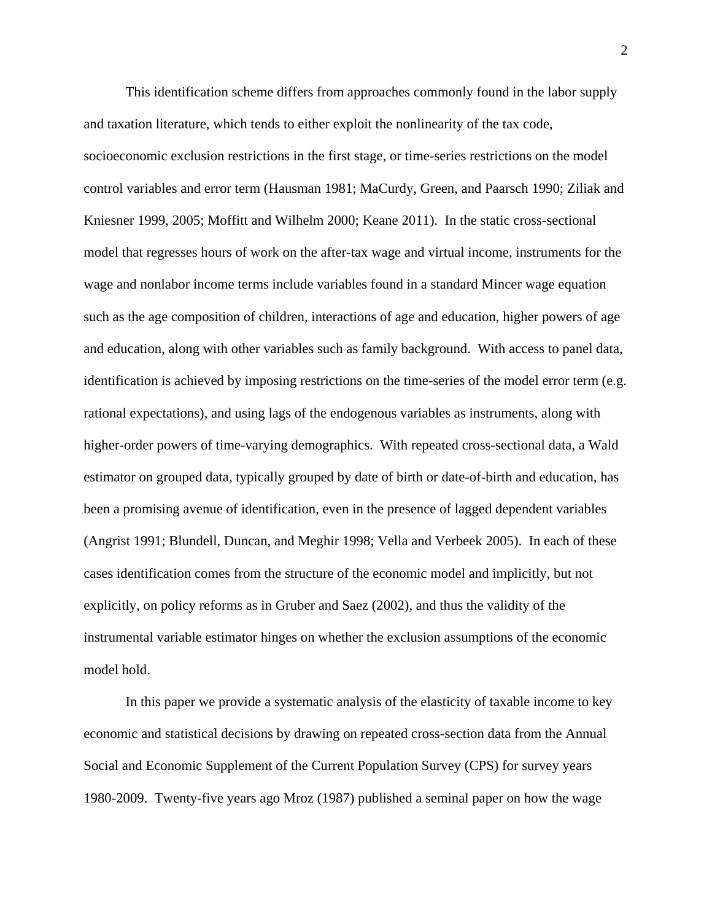This identification scheme differs from approaches commonly found in the labor supply and taxation literature, which tends to either exploit the nonlinearity of the tax code, socioeconomic exclusion restrictions in the first stage, or time-series restrictions on the model control variables and error term (Hausman 1981; MaCurdy, Green, and Paarsch 1990; Ziliak and Kniesner 1999, 2005; Moffitt and Wilhelm 2000; Keane 2011). In the static cross-sectional model that regresses hours of work on the after-tax wage and virtual income, instruments for the wage and nonlabor income terms include variables found in a standard Mincer wage equation such as the age composition of children, interactions of age and education, higher powers of age and education, along with other variables such as family background. With access to panel data, identification is achieved by imposing restrictions on the time-series of the model error term (e.g. rational expectations), and using lags of the endogenous variables as instruments, along with higher-order powers of time-varying demographics. With repeated cross-sectional data, a Wald estimator on grouped data, typically grouped by date of birth or date-of-birth and education, has been a promising avenue of identification, even in the presence of lagged dependent variables (Angrist 1991; Blundell, Duncan, and Meghir 1998; Vella and Verbeek 2005). In each of these cases identification comes from the structure of the economic model and implicitly, but not explicitly, on policy reforms as in Gruber and Saez (2002), and thus the validity of the instrumental variable estimator hinges on whether the exclusion assumptions of the economic model hold.

In this paper we provide a systematic analysis of the elasticity of taxable income to key economic and statistical decisions by drawing on repeated cross-section data from the Annual Social and Economic Supplement of the Current Population Survey (CPS) for survey years 1980-2009. Twenty-five years ago Mroz (1987) published a seminal paper on how the wage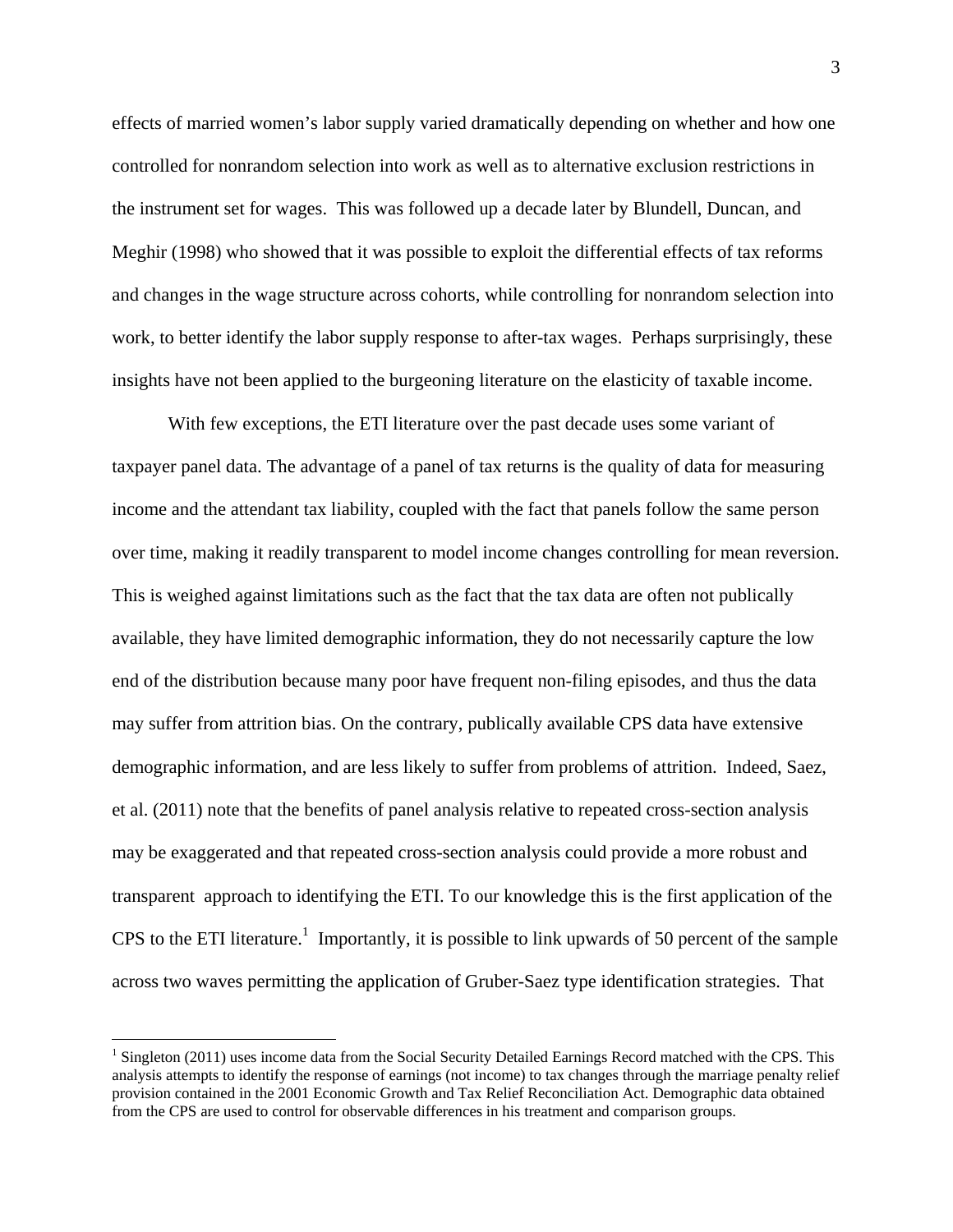effects of married women's labor supply varied dramatically depending on whether and how one controlled for nonrandom selection into work as well as to alternative exclusion restrictions in the instrument set for wages. This was followed up a decade later by Blundell, Duncan, and Meghir (1998) who showed that it was possible to exploit the differential effects of tax reforms and changes in the wage structure across cohorts, while controlling for nonrandom selection into work, to better identify the labor supply response to after-tax wages. Perhaps surprisingly, these insights have not been applied to the burgeoning literature on the elasticity of taxable income.

With few exceptions, the ETI literature over the past decade uses some variant of taxpayer panel data. The advantage of a panel of tax returns is the quality of data for measuring income and the attendant tax liability, coupled with the fact that panels follow the same person over time, making it readily transparent to model income changes controlling for mean reversion. This is weighed against limitations such as the fact that the tax data are often not publically available, they have limited demographic information, they do not necessarily capture the low end of the distribution because many poor have frequent non-filing episodes, and thus the data may suffer from attrition bias. On the contrary, publically available CPS data have extensive demographic information, and are less likely to suffer from problems of attrition. Indeed, Saez, et al. (2011) note that the benefits of panel analysis relative to repeated cross-section analysis may be exaggerated and that repeated cross-section analysis could provide a more robust and transparent approach to identifying the ETI. To our knowledge this is the first application of the CPS to the ETI literature.[1] Importantly, it is possible to link upwards of 50 percent of the sample across two waves permitting the application of Gruber-Saez type identification strategies. That

[1] Singleton (2011) uses income data from the Social Security Detailed Earnings Record matched with the CPS. This analysis attempts to identify the response of earnings (not income) to tax changes through the marriage penalty relief provision contained in the 2001 Economic Growth and Tax Relief Reconciliation Act. Demographic data obtained from the CPS are used to control for observable differences in his treatment and comparison groups.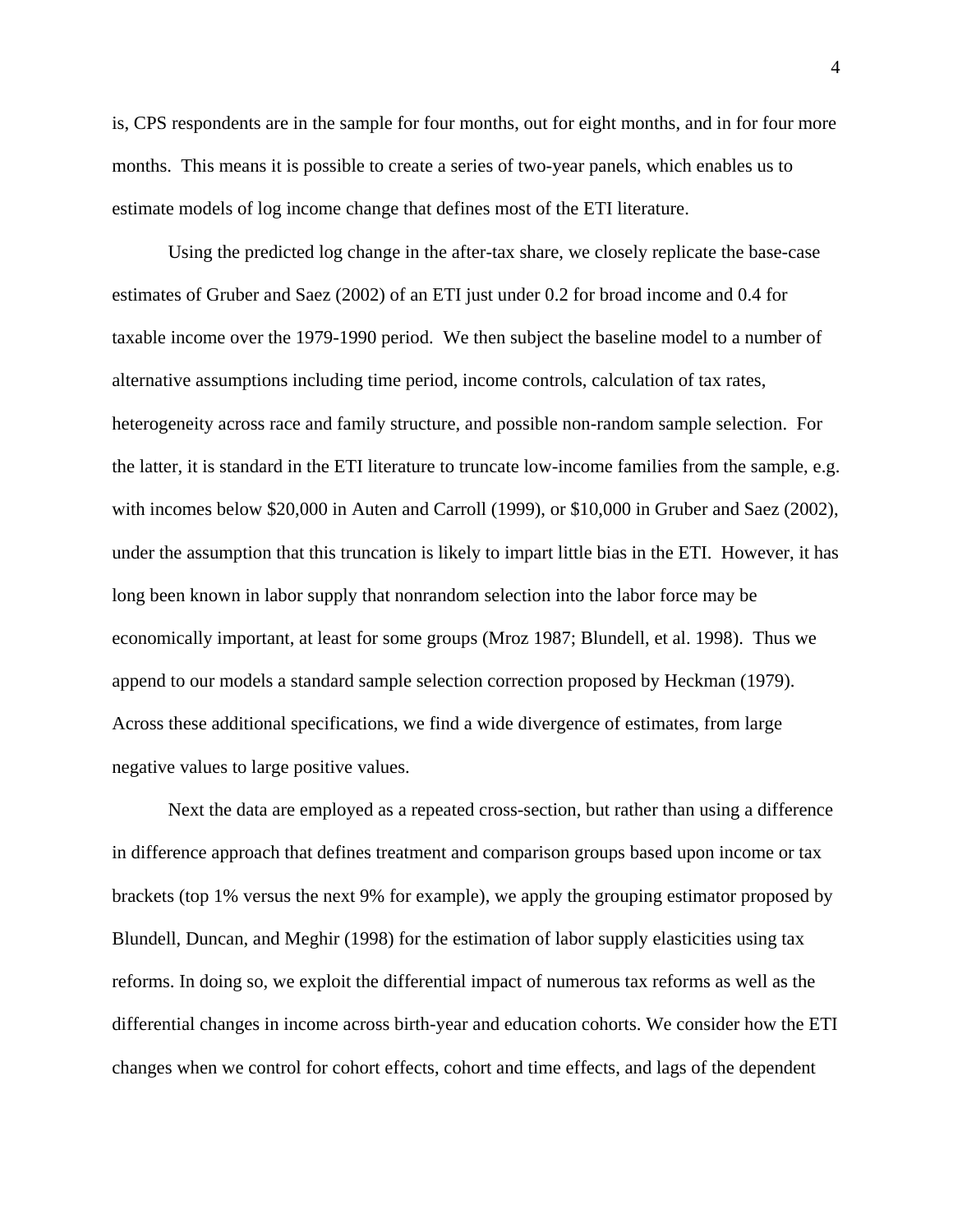is, CPS respondents are in the sample for four months, out for eight months, and in for four more months. This means it is possible to create a series of two-year panels, which enables us to estimate models of log income change that defines most of the ETI literature.

Using the predicted log change in the after-tax share, we closely replicate the base-case estimates of Gruber and Saez (2002) of an ETI just under 0.2 for broad income and 0.4 for taxable income over the 1979-1990 period. We then subject the baseline model to a number of alternative assumptions including time period, income controls, calculation of tax rates, heterogeneity across race and family structure, and possible non-random sample selection. For the latter, it is standard in the ETI literature to truncate low-income families from the sample, e.g. with incomes below $20,000 in Auten and Carroll (1999), or $10,000 in Gruber and Saez (2002), under the assumption that this truncation is likely to impart little bias in the ETI. However, it has long been known in labor supply that nonrandom selection into the labor force may be economically important, at least for some groups (Mroz 1987; Blundell, et al. 1998). Thus we append to our models a standard sample selection correction proposed by Heckman (1979). Across these additional specifications, we find a wide divergence of estimates, from large negative values to large positive values.

Next the data are employed as a repeated cross-section, but rather than using a difference in difference approach that defines treatment and comparison groups based upon income or tax brackets (top 1% versus the next 9% for example), we apply the grouping estimator proposed by Blundell, Duncan, and Meghir (1998) for the estimation of labor supply elasticities using tax reforms. In doing so, we exploit the differential impact of numerous tax reforms as well as the differential changes in income across birth-year and education cohorts. We consider how the ETI changes when we control for cohort effects, cohort and time effects, and lags of the dependent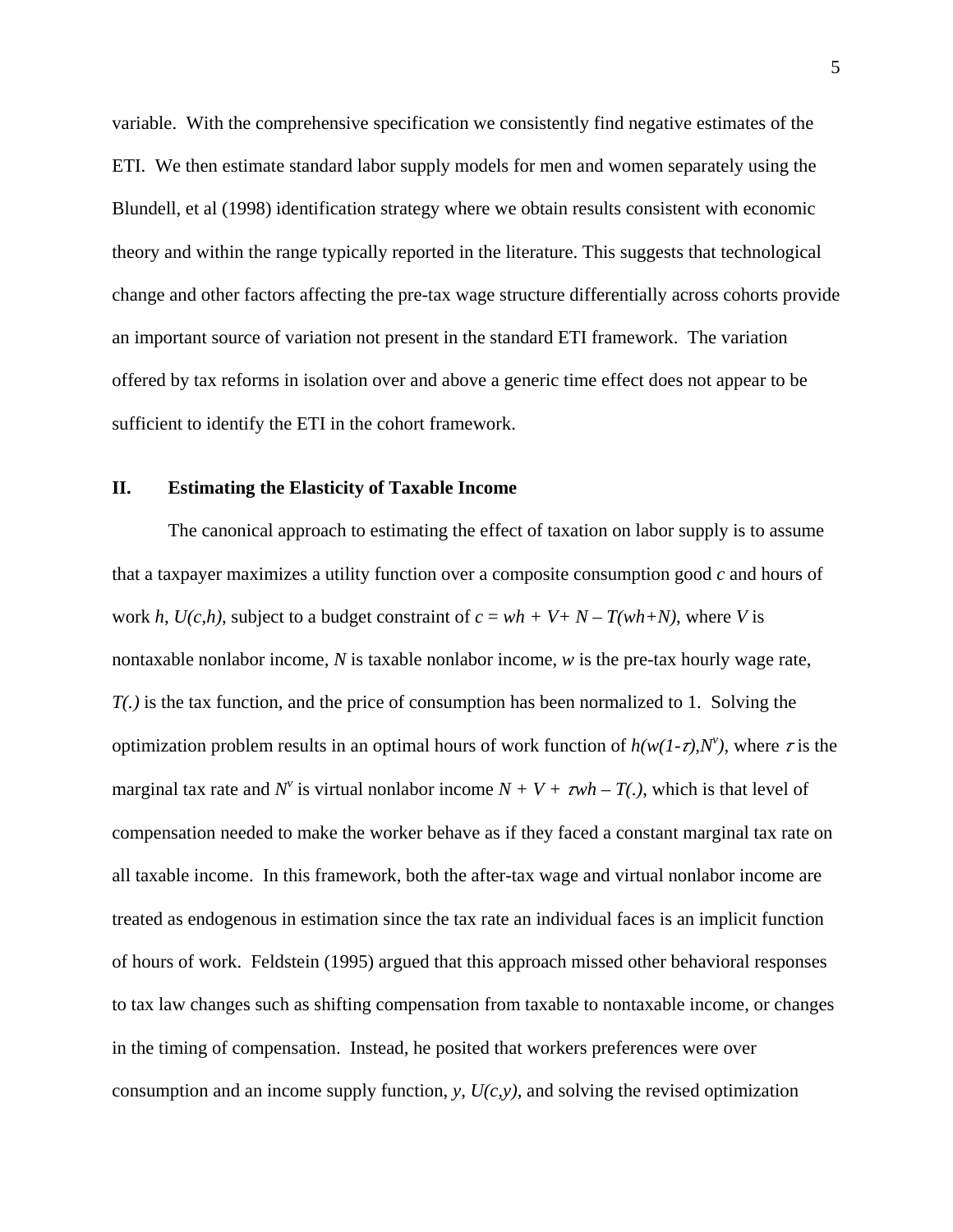variable. With the comprehensive specification we consistently find negative estimates of the ETI. We then estimate standard labor supply models for men and women separately using the Blundell, et al (1998) identification strategy where we obtain results consistent with economic theory and within the range typically reported in the literature. This suggests that technological change and other factors affecting the pre-tax wage structure differentially across cohorts provide an important source of variation not present in the standard ETI framework. The variation offered by tax reforms in isolation over and above a generic time effect does not appear to be sufficient to identify the ETI in the cohort framework.

## II. Estimating the Elasticity of Taxable Income

The canonical approach to estimating the effect of taxation on labor supply is to assume that a taxpayer maximizes a utility function over a composite consumption good $c$ and hours of work $h$, $U(c,h)$, subject to a budget constraint of $c = wh + V + N - T(wh+N)$, where $V$ is nontaxable nonlabor income, $N$ is taxable nonlabor income, $w$ is the pre-tax hourly wage rate, $T(.)$ is the tax function, and the price of consumption has been normalized to 1. Solving the optimization problem results in an optimal hours of work function of $h(w(1-\tau),N^v)$, where $\tau$ is the marginal tax rate and $N^v$ is virtual nonlabor income $N + V + \tau wh - T(.)$, which is that level of compensation needed to make the worker behave as if they faced a constant marginal tax rate on all taxable income. In this framework, both the after-tax wage and virtual nonlabor income are treated as endogenous in estimation since the tax rate an individual faces is an implicit function of hours of work. Feldstein (1995) argued that this approach missed other behavioral responses to tax law changes such as shifting compensation from taxable to nontaxable income, or changes in the timing of compensation. Instead, he posited that workers preferences were over consumption and an income supply function, $y$, $U(c,y)$, and solving the revised optimization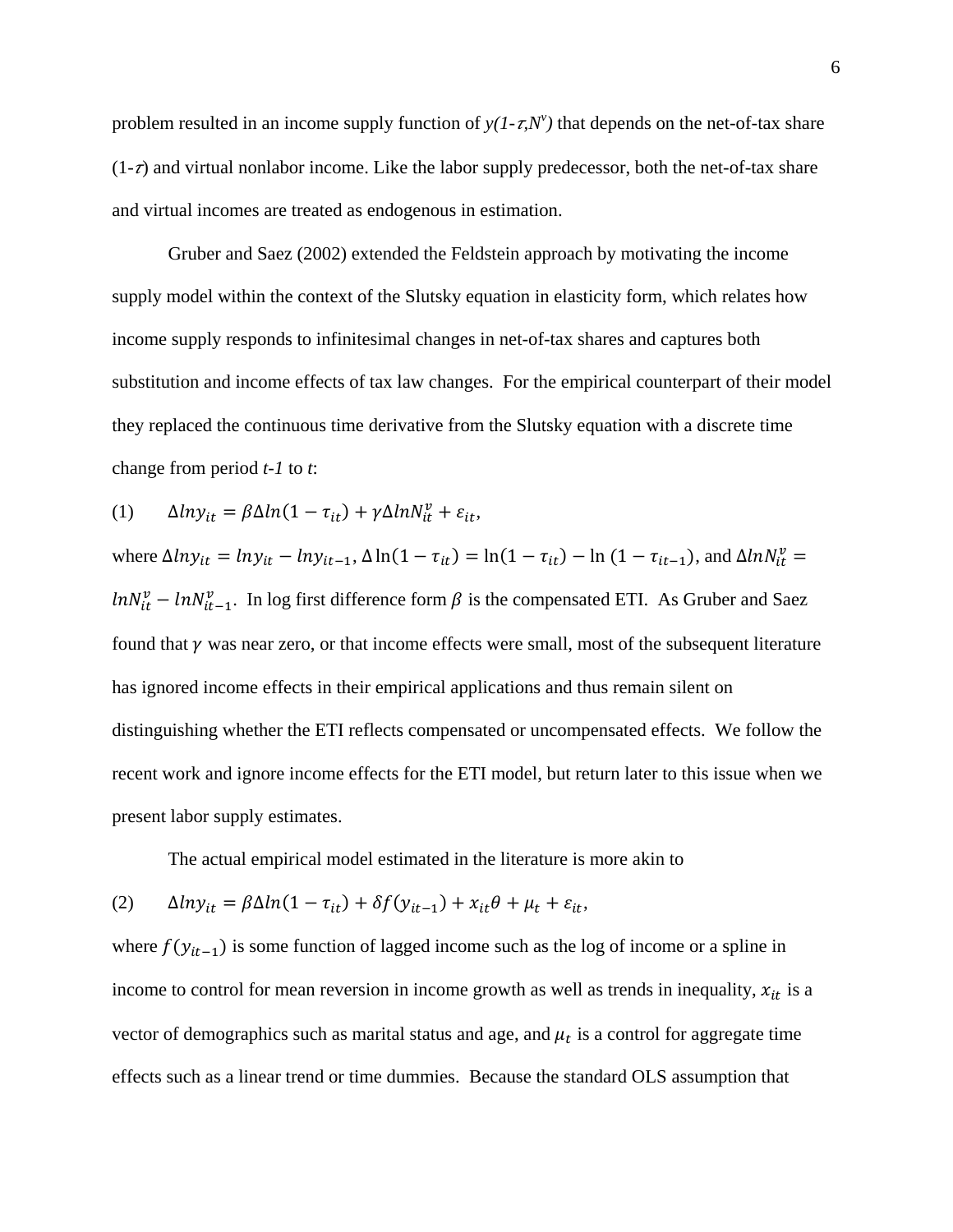problem resulted in an income supply function of $y(1\text{-}\tau, N^v)$ that depends on the net-of-tax share $(1\text{-}\tau)$ and virtual nonlabor income. Like the labor supply predecessor, both the net-of-tax share and virtual incomes are treated as endogenous in estimation.

Gruber and Saez (2002) extended the Feldstein approach by motivating the income supply model within the context of the Slutsky equation in elasticity form, which relates how income supply responds to infinitesimal changes in net-of-tax shares and captures both substitution and income effects of tax law changes. For the empirical counterpart of their model they replaced the continuous time derivative from the Slutsky equation with a discrete time change from period $t\text{-}1$ to $t$:

$$(1) \qquad \Delta ln y_{it} = \beta \Delta ln(1-\tau_{it}) + \gamma \Delta ln N_{it}^{v} + \varepsilon_{it},$$

where $\Delta ln y_{it} = ln y_{it} - ln y_{it-1}$, $\Delta \ln(1-\tau_{it}) = \ln(1-\tau_{it}) - \ln(1-\tau_{it-1})$, and $\Delta ln N_{it}^{v} = ln N_{it}^{v} - ln N_{it-1}^{v}$. In log first difference form $\beta$ is the compensated ETI. As Gruber and Saez found that $\gamma$ was near zero, or that income effects were small, most of the subsequent literature has ignored income effects in their empirical applications and thus remain silent on distinguishing whether the ETI reflects compensated or uncompensated effects. We follow the recent work and ignore income effects for the ETI model, but return later to this issue when we present labor supply estimates.

The actual empirical model estimated in the literature is more akin to

$$(2) \qquad \Delta ln y_{it} = \beta \Delta ln(1-\tau_{it}) + \delta f(y_{it-1}) + x_{it}\theta + \mu_t + \varepsilon_{it},$$

where $f(y_{it-1})$ is some function of lagged income such as the log of income or a spline in income to control for mean reversion in income growth as well as trends in inequality, $x_{it}$ is a vector of demographics such as marital status and age, and $\mu_t$ is a control for aggregate time effects such as a linear trend or time dummies. Because the standard OLS assumption that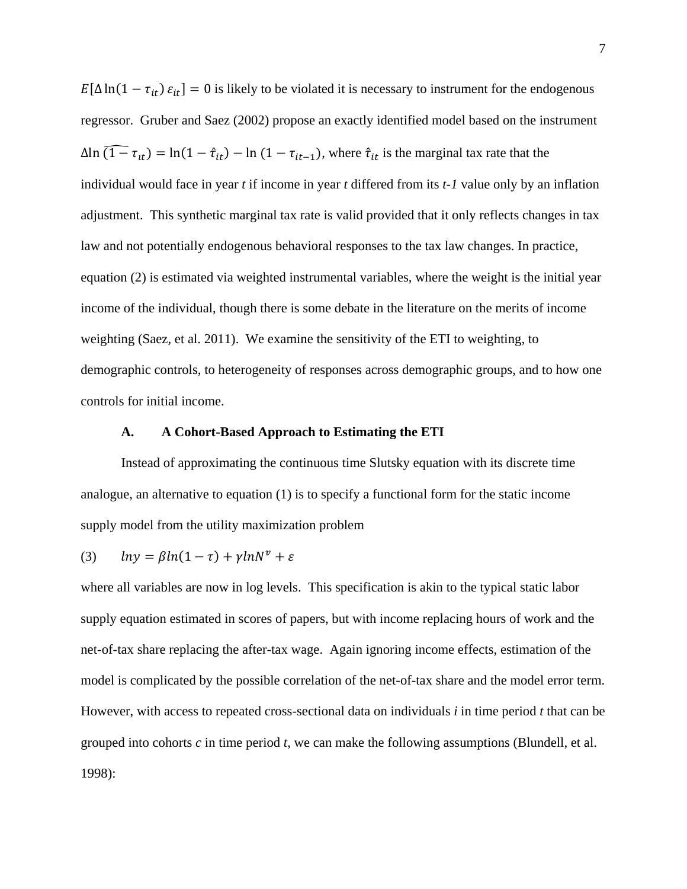$E[\Delta \ln(1 - \tau_{it})\, \varepsilon_{it}] = 0$ is likely to be violated it is necessary to instrument for the endogenous regressor. Gruber and Saez (2002) propose an exactly identified model based on the instrument $\Delta\ln \widehat{(1 - \tau_{it})} = \ln(1 - \hat{\tau}_{it}) - \ln\,(1 - \tau_{it-1})$, where $\hat{\tau}_{it}$ is the marginal tax rate that the individual would face in year *t* if income in year *t* differed from its *t-1* value only by an inflation adjustment. This synthetic marginal tax rate is valid provided that it only reflects changes in tax law and not potentially endogenous behavioral responses to the tax law changes. In practice, equation (2) is estimated via weighted instrumental variables, where the weight is the initial year income of the individual, though there is some debate in the literature on the merits of income weighting (Saez, et al. 2011). We examine the sensitivity of the ETI to weighting, to demographic controls, to heterogeneity of responses across demographic groups, and to how one controls for initial income.

### A. A Cohort-Based Approach to Estimating the ETI

Instead of approximating the continuous time Slutsky equation with its discrete time analogue, an alternative to equation (1) is to specify a functional form for the static income supply model from the utility maximization problem

$$(3) \qquad ln y = \beta ln(1 - \tau) + \gamma ln N^{v} + \varepsilon$$

where all variables are now in log levels. This specification is akin to the typical static labor supply equation estimated in scores of papers, but with income replacing hours of work and the net-of-tax share replacing the after-tax wage. Again ignoring income effects, estimation of the model is complicated by the possible correlation of the net-of-tax share and the model error term. However, with access to repeated cross-sectional data on individuals *i* in time period *t* that can be grouped into cohorts *c* in time period *t*, we can make the following assumptions (Blundell, et al. 1998):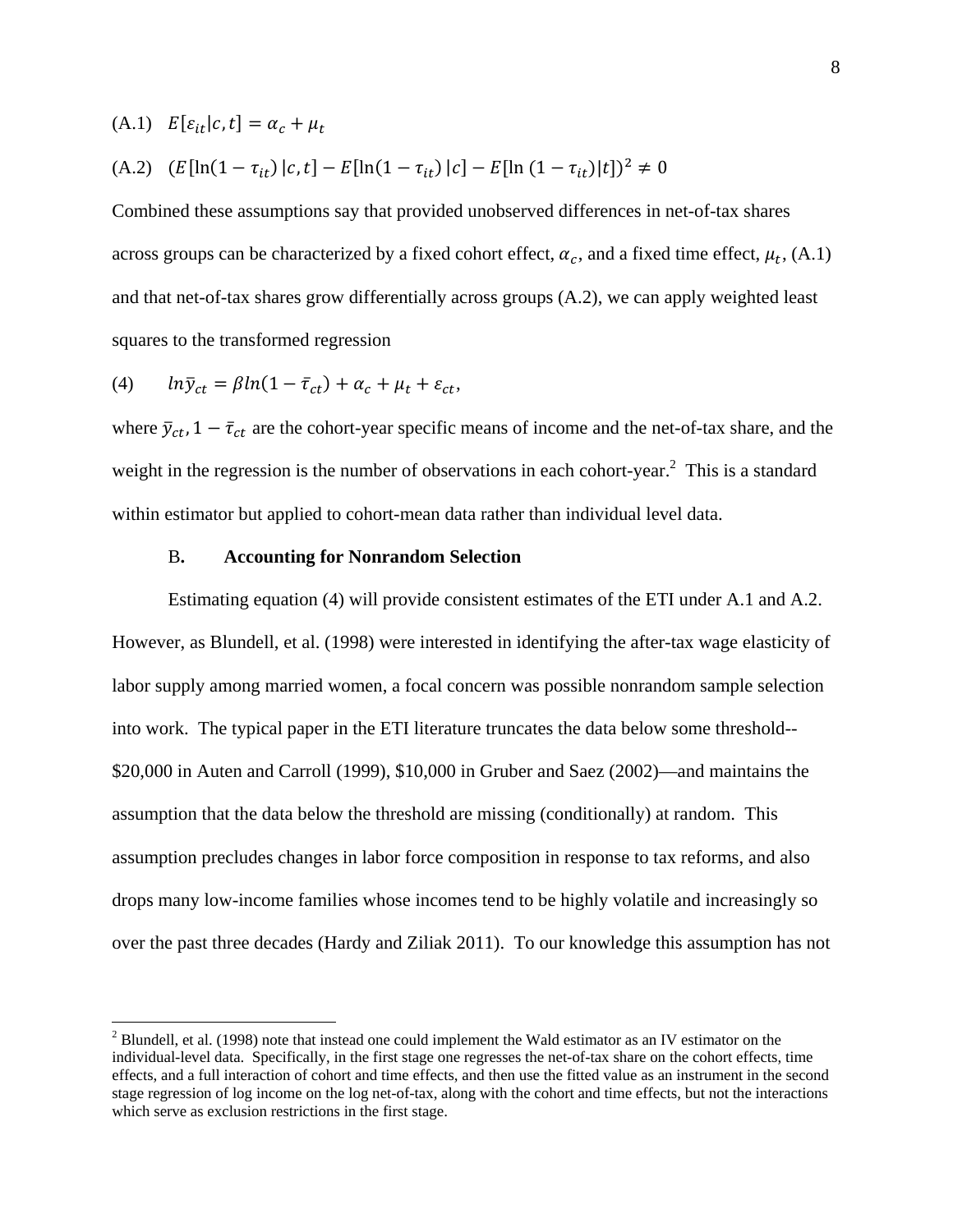(A.1) $E[\varepsilon_{it}|c,t] = \alpha_c + \mu_t$

(A.2) $(E[\ln(1-\tau_{it})\,|c,t] - E[\ln(1-\tau_{it})\,|c] - E[\ln\,(1-\tau_{it})|t])^2 \neq 0$

Combined these assumptions say that provided unobserved differences in net-of-tax shares across groups can be characterized by a fixed cohort effect, $\alpha_c$, and a fixed time effect, $\mu_t$, (A.1) and that net-of-tax shares grow differentially across groups (A.2), we can apply weighted least squares to the transformed regression

$$(4) \qquad ln\bar{y}_{ct} = \beta ln(1-\bar{\tau}_{ct}) + \alpha_c + \mu_t + \varepsilon_{ct},$$

where $\bar{y}_{ct}, 1-\bar{\tau}_{ct}$ are the cohort-year specific means of income and the net-of-tax share, and the weight in the regression is the number of observations in each cohort-year.[2] This is a standard within estimator but applied to cohort-mean data rather than individual level data.

### B. Accounting for Nonrandom Selection

Estimating equation (4) will provide consistent estimates of the ETI under A.1 and A.2. However, as Blundell, et al. (1998) were interested in identifying the after-tax wage elasticity of labor supply among married women, a focal concern was possible nonrandom sample selection into work. The typical paper in the ETI literature truncates the data below some threshold--$20,000 in Auten and Carroll (1999), $10,000 in Gruber and Saez (2002)—and maintains the assumption that the data below the threshold are missing (conditionally) at random. This assumption precludes changes in labor force composition in response to tax reforms, and also drops many low-income families whose incomes tend to be highly volatile and increasingly so over the past three decades (Hardy and Ziliak 2011). To our knowledge this assumption has not

[2] Blundell, et al. (1998) note that instead one could implement the Wald estimator as an IV estimator on the individual-level data. Specifically, in the first stage one regresses the net-of-tax share on the cohort effects, time effects, and a full interaction of cohort and time effects, and then use the fitted value as an instrument in the second stage regression of log income on the log net-of-tax, along with the cohort and time effects, but not the interactions which serve as exclusion restrictions in the first stage.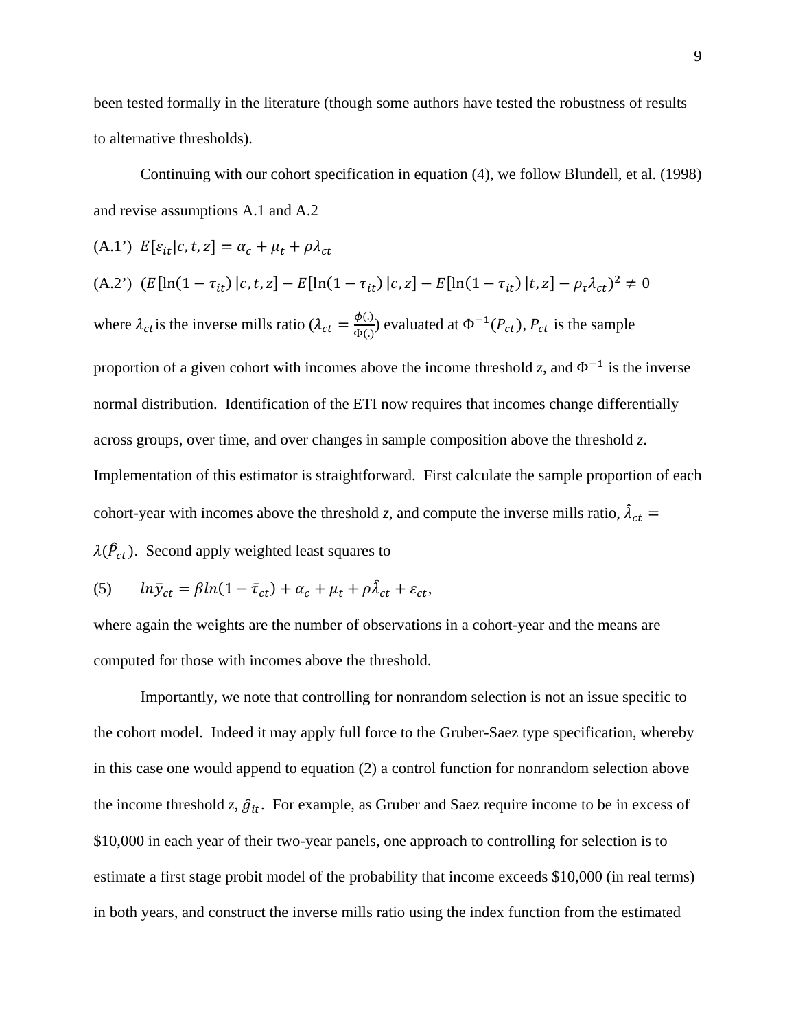been tested formally in the literature (though some authors have tested the robustness of results to alternative thresholds).

Continuing with our cohort specification in equation (4), we follow Blundell, et al. (1998) and revise assumptions A.1 and A.2

(A.1') $E[\varepsilon_{it}|c,t,z] = \alpha_c + \mu_t + \rho\lambda_{ct}$

(A.2') $(E[\ln(1-\tau_{it})\,|c,t,z] - E[\ln(1-\tau_{it})\,|c,z] - E[\ln(1-\tau_{it})\,|t,z] - \rho_\tau\lambda_{ct})^2 \neq 0$

where $\lambda_{ct}$ is the inverse mills ratio ($\lambda_{ct} = \frac{\phi(.)}{\Phi(.)}$) evaluated at $\Phi^{-1}(P_{ct})$, $P_{ct}$ is the sample proportion of a given cohort with incomes above the income threshold *z*, and $\Phi^{-1}$ is the inverse normal distribution. Identification of the ETI now requires that incomes change differentially across groups, over time, and over changes in sample composition above the threshold *z*. Implementation of this estimator is straightforward. First calculate the sample proportion of each cohort-year with incomes above the threshold *z*, and compute the inverse mills ratio, $\hat{\lambda}_{ct} = \lambda(\hat{P}_{ct})$. Second apply weighted least squares to

(5) $\quad ln\bar{y}_{ct} = \beta ln(1-\bar{\tau}_{ct}) + \alpha_c + \mu_t + \rho\hat{\lambda}_{ct} + \varepsilon_{ct},$

where again the weights are the number of observations in a cohort-year and the means are computed for those with incomes above the threshold.

Importantly, we note that controlling for nonrandom selection is not an issue specific to the cohort model. Indeed it may apply full force to the Gruber-Saez type specification, whereby in this case one would append to equation (2) a control function for nonrandom selection above the income threshold *z*, $\hat{g}_{it}$. For example, as Gruber and Saez require income to be in excess of \$10,000 in each year of their two-year panels, one approach to controlling for selection is to estimate a first stage probit model of the probability that income exceeds \$10,000 (in real terms) in both years, and construct the inverse mills ratio using the index function from the estimated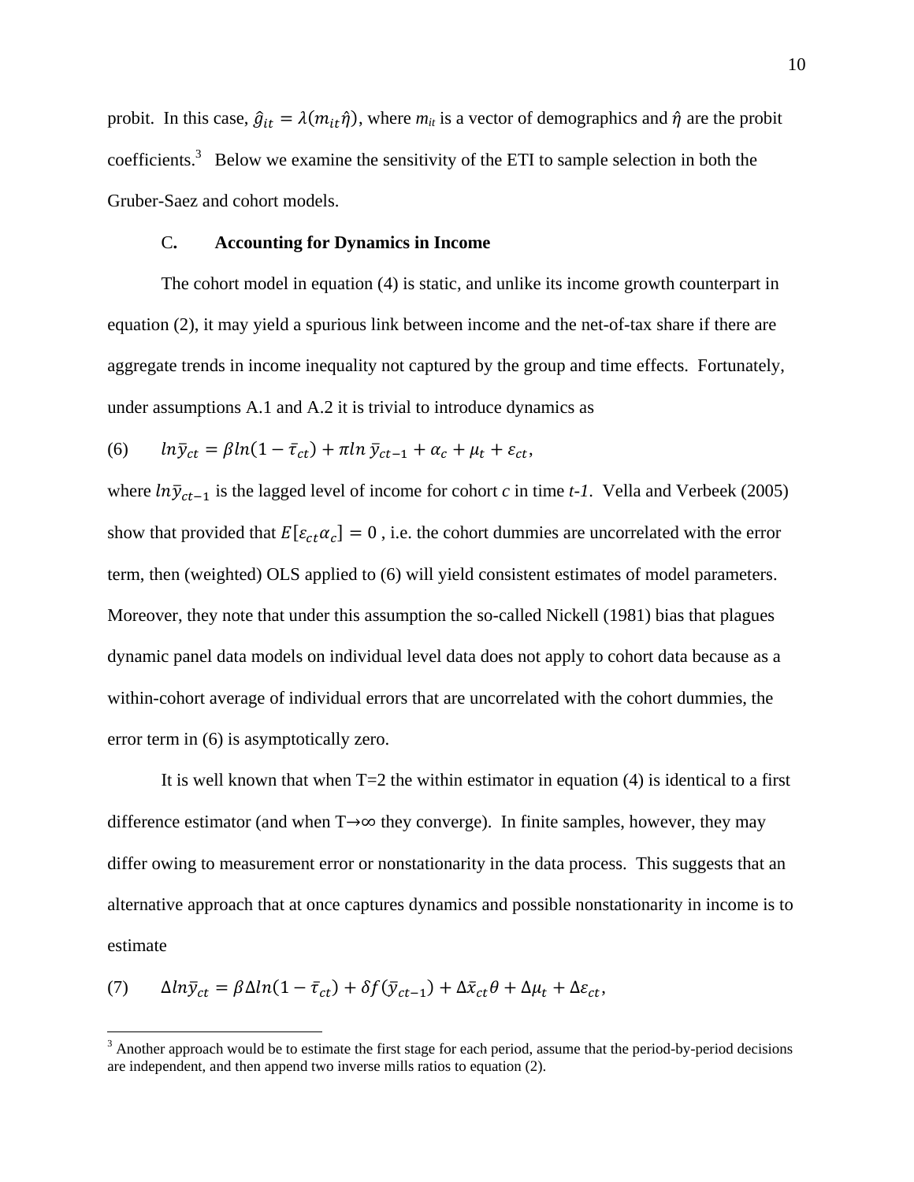probit. In this case, $\hat{g}_{it} = \lambda(m_{it}\hat{\eta})$, where $m_{it}$ is a vector of demographics and $\hat{\eta}$ are the probit coefficients.[3] Below we examine the sensitivity of the ETI to sample selection in both the Gruber-Saez and cohort models.

### C. Accounting for Dynamics in Income

The cohort model in equation (4) is static, and unlike its income growth counterpart in equation (2), it may yield a spurious link between income and the net-of-tax share if there are aggregate trends in income inequality not captured by the group and time effects. Fortunately, under assumptions A.1 and A.2 it is trivial to introduce dynamics as

$$(6) \qquad ln\bar{y}_{ct} = \beta ln(1-\bar{\tau}_{ct}) + \pi ln\,\bar{y}_{ct-1} + \alpha_c + \mu_t + \varepsilon_{ct},$$

where $ln\bar{y}_{ct-1}$ is the lagged level of income for cohort *c* in time *t-1*. Vella and Verbeek (2005) show that provided that $E[\varepsilon_{ct}\alpha_c] = 0$, i.e. the cohort dummies are uncorrelated with the error term, then (weighted) OLS applied to (6) will yield consistent estimates of model parameters. Moreover, they note that under this assumption the so-called Nickell (1981) bias that plagues dynamic panel data models on individual level data does not apply to cohort data because as a within-cohort average of individual errors that are uncorrelated with the cohort dummies, the error term in (6) is asymptotically zero.

It is well known that when T=2 the within estimator in equation (4) is identical to a first difference estimator (and when $T\rightarrow\infty$ they converge). In finite samples, however, they may differ owing to measurement error or nonstationarity in the data process. This suggests that an alternative approach that at once captures dynamics and possible nonstationarity in income is to estimate

$$(7) \qquad \Delta ln\bar{y}_{ct} = \beta\Delta ln(1-\bar{\tau}_{ct}) + \delta f(\bar{y}_{ct-1}) + \Delta\bar{x}_{ct}\theta + \Delta\mu_t + \Delta\varepsilon_{ct},$$

[3] Another approach would be to estimate the first stage for each period, assume that the period-by-period decisions are independent, and then append two inverse mills ratios to equation (2).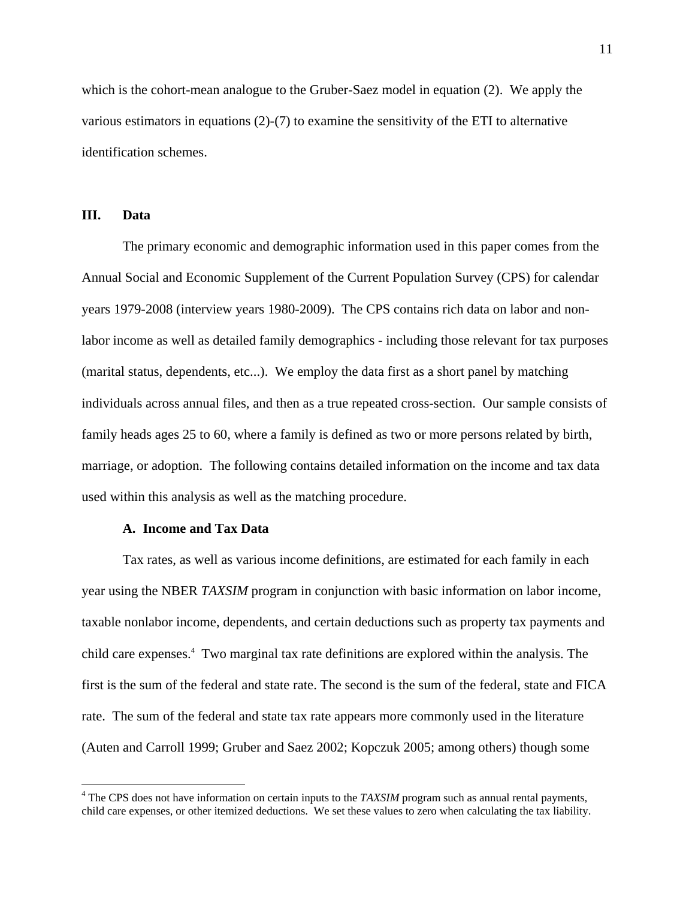which is the cohort-mean analogue to the Gruber-Saez model in equation (2). We apply the various estimators in equations (2)-(7) to examine the sensitivity of the ETI to alternative identification schemes.

## III. Data

The primary economic and demographic information used in this paper comes from the Annual Social and Economic Supplement of the Current Population Survey (CPS) for calendar years 1979-2008 (interview years 1980-2009). The CPS contains rich data on labor and non-labor income as well as detailed family demographics - including those relevant for tax purposes (marital status, dependents, etc...). We employ the data first as a short panel by matching individuals across annual files, and then as a true repeated cross-section. Our sample consists of family heads ages 25 to 60, where a family is defined as two or more persons related by birth, marriage, or adoption. The following contains detailed information on the income and tax data used within this analysis as well as the matching procedure.

### A. Income and Tax Data

Tax rates, as well as various income definitions, are estimated for each family in each year using the NBER *TAXSIM* program in conjunction with basic information on labor income, taxable nonlabor income, dependents, and certain deductions such as property tax payments and child care expenses.[4] Two marginal tax rate definitions are explored within the analysis. The first is the sum of the federal and state rate. The second is the sum of the federal, state and FICA rate. The sum of the federal and state tax rate appears more commonly used in the literature (Auten and Carroll 1999; Gruber and Saez 2002; Kopczuk 2005; among others) though some

[4] The CPS does not have information on certain inputs to the *TAXSIM* program such as annual rental payments, child care expenses, or other itemized deductions. We set these values to zero when calculating the tax liability.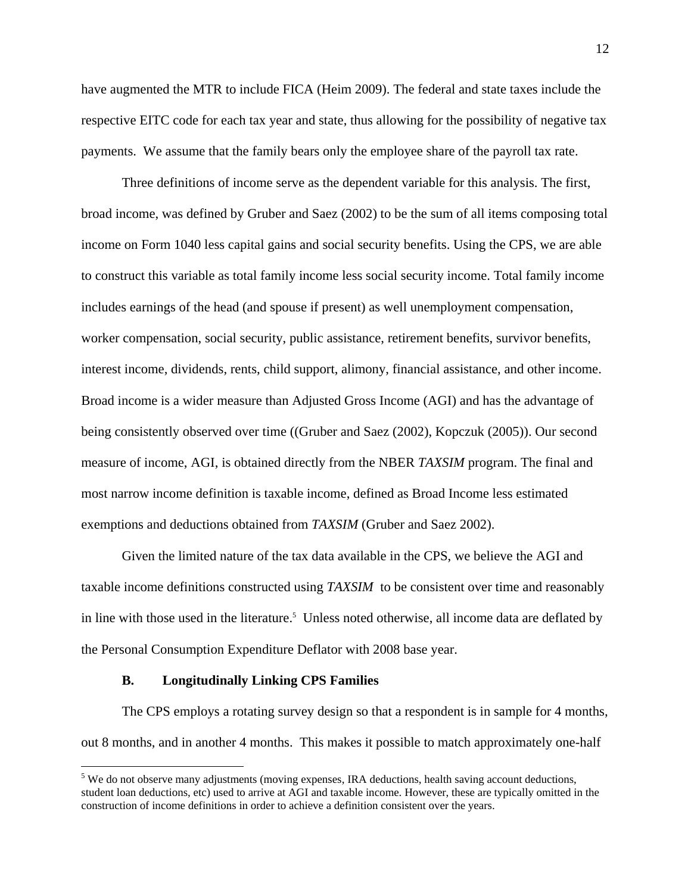have augmented the MTR to include FICA (Heim 2009). The federal and state taxes include the respective EITC code for each tax year and state, thus allowing for the possibility of negative tax payments. We assume that the family bears only the employee share of the payroll tax rate.

Three definitions of income serve as the dependent variable for this analysis. The first, broad income, was defined by Gruber and Saez (2002) to be the sum of all items composing total income on Form 1040 less capital gains and social security benefits. Using the CPS, we are able to construct this variable as total family income less social security income. Total family income includes earnings of the head (and spouse if present) as well unemployment compensation, worker compensation, social security, public assistance, retirement benefits, survivor benefits, interest income, dividends, rents, child support, alimony, financial assistance, and other income. Broad income is a wider measure than Adjusted Gross Income (AGI) and has the advantage of being consistently observed over time ((Gruber and Saez (2002), Kopczuk (2005)). Our second measure of income, AGI, is obtained directly from the NBER *TAXSIM* program. The final and most narrow income definition is taxable income, defined as Broad Income less estimated exemptions and deductions obtained from *TAXSIM* (Gruber and Saez 2002).

Given the limited nature of the tax data available in the CPS, we believe the AGI and taxable income definitions constructed using *TAXSIM* to be consistent over time and reasonably in line with those used in the literature.[5] Unless noted otherwise, all income data are deflated by the Personal Consumption Expenditure Deflator with 2008 base year.

### B. Longitudinally Linking CPS Families

The CPS employs a rotating survey design so that a respondent is in sample for 4 months, out 8 months, and in another 4 months. This makes it possible to match approximately one-half

[5] We do not observe many adjustments (moving expenses, IRA deductions, health saving account deductions, student loan deductions, etc) used to arrive at AGI and taxable income. However, these are typically omitted in the construction of income definitions in order to achieve a definition consistent over the years.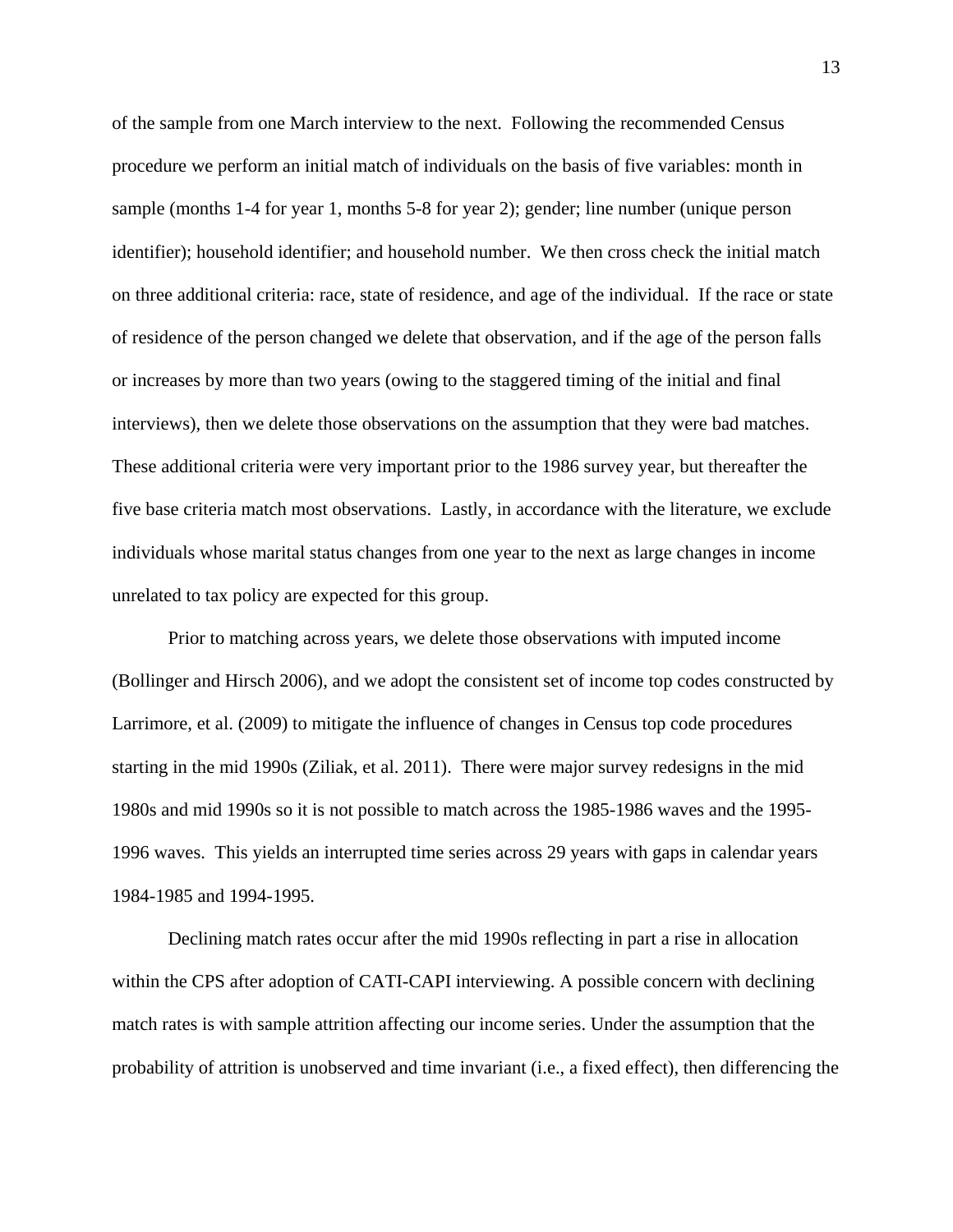of the sample from one March interview to the next. Following the recommended Census procedure we perform an initial match of individuals on the basis of five variables: month in sample (months 1-4 for year 1, months 5-8 for year 2); gender; line number (unique person identifier); household identifier; and household number. We then cross check the initial match on three additional criteria: race, state of residence, and age of the individual. If the race or state of residence of the person changed we delete that observation, and if the age of the person falls or increases by more than two years (owing to the staggered timing of the initial and final interviews), then we delete those observations on the assumption that they were bad matches. These additional criteria were very important prior to the 1986 survey year, but thereafter the five base criteria match most observations. Lastly, in accordance with the literature, we exclude individuals whose marital status changes from one year to the next as large changes in income unrelated to tax policy are expected for this group.

Prior to matching across years, we delete those observations with imputed income (Bollinger and Hirsch 2006), and we adopt the consistent set of income top codes constructed by Larrimore, et al. (2009) to mitigate the influence of changes in Census top code procedures starting in the mid 1990s (Ziliak, et al. 2011). There were major survey redesigns in the mid 1980s and mid 1990s so it is not possible to match across the 1985-1986 waves and the 1995-1996 waves. This yields an interrupted time series across 29 years with gaps in calendar years 1984-1985 and 1994-1995.

Declining match rates occur after the mid 1990s reflecting in part a rise in allocation within the CPS after adoption of CATI-CAPI interviewing. A possible concern with declining match rates is with sample attrition affecting our income series. Under the assumption that the probability of attrition is unobserved and time invariant (i.e., a fixed effect), then differencing the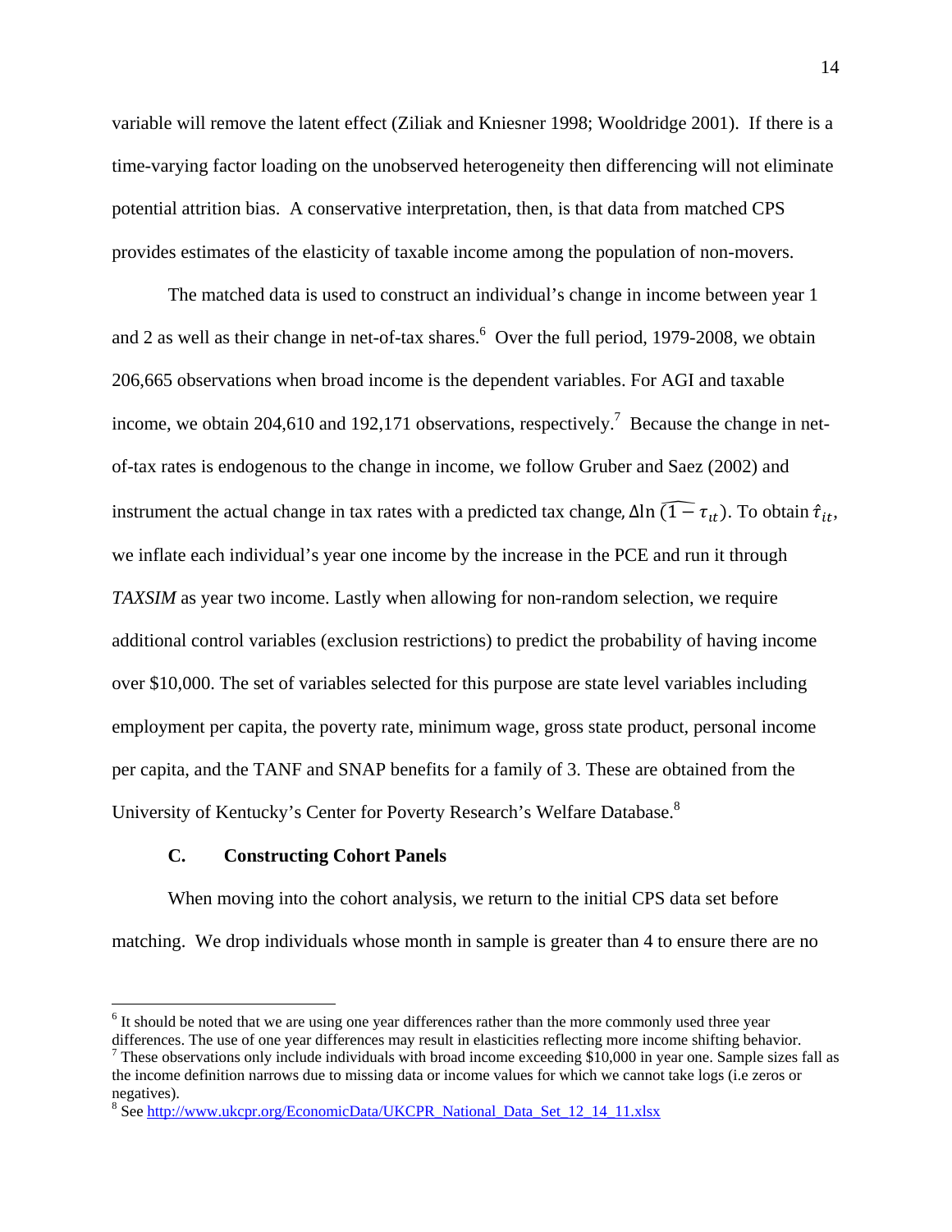variable will remove the latent effect (Ziliak and Kniesner 1998; Wooldridge 2001). If there is a time-varying factor loading on the unobserved heterogeneity then differencing will not eliminate potential attrition bias. A conservative interpretation, then, is that data from matched CPS provides estimates of the elasticity of taxable income among the population of non-movers.

The matched data is used to construct an individual's change in income between year 1 and 2 as well as their change in net-of-tax shares.[6] Over the full period, 1979-2008, we obtain 206,665 observations when broad income is the dependent variables. For AGI and taxable income, we obtain 204,610 and 192,171 observations, respectively.[7] Because the change in net-of-tax rates is endogenous to the change in income, we follow Gruber and Saez (2002) and instrument the actual change in tax rates with a predicted tax change, $\Delta \ln \widehat{(1-\tau_{it})}$. To obtain $\hat{\tau}_{it}$, we inflate each individual's year one income by the increase in the PCE and run it through *TAXSIM* as year two income. Lastly when allowing for non-random selection, we require additional control variables (exclusion restrictions) to predict the probability of having income over \$10,000. The set of variables selected for this purpose are state level variables including employment per capita, the poverty rate, minimum wage, gross state product, personal income per capita, and the TANF and SNAP benefits for a family of 3. These are obtained from the University of Kentucky's Center for Poverty Research's Welfare Database.[8]

### C. Constructing Cohort Panels

When moving into the cohort analysis, we return to the initial CPS data set before matching. We drop individuals whose month in sample is greater than 4 to ensure there are no

---

[6] It should be noted that we are using one year differences rather than the more commonly used three year differences. The use of one year differences may result in elasticities reflecting more income shifting behavior.

[7] These observations only include individuals with broad income exceeding \$10,000 in year one. Sample sizes fall as the income definition narrows due to missing data or income values for which we cannot take logs (i.e zeros or negatives).

[8] See http://www.ukcpr.org/EconomicData/UKCPR_National_Data_Set_12_14_11.xlsx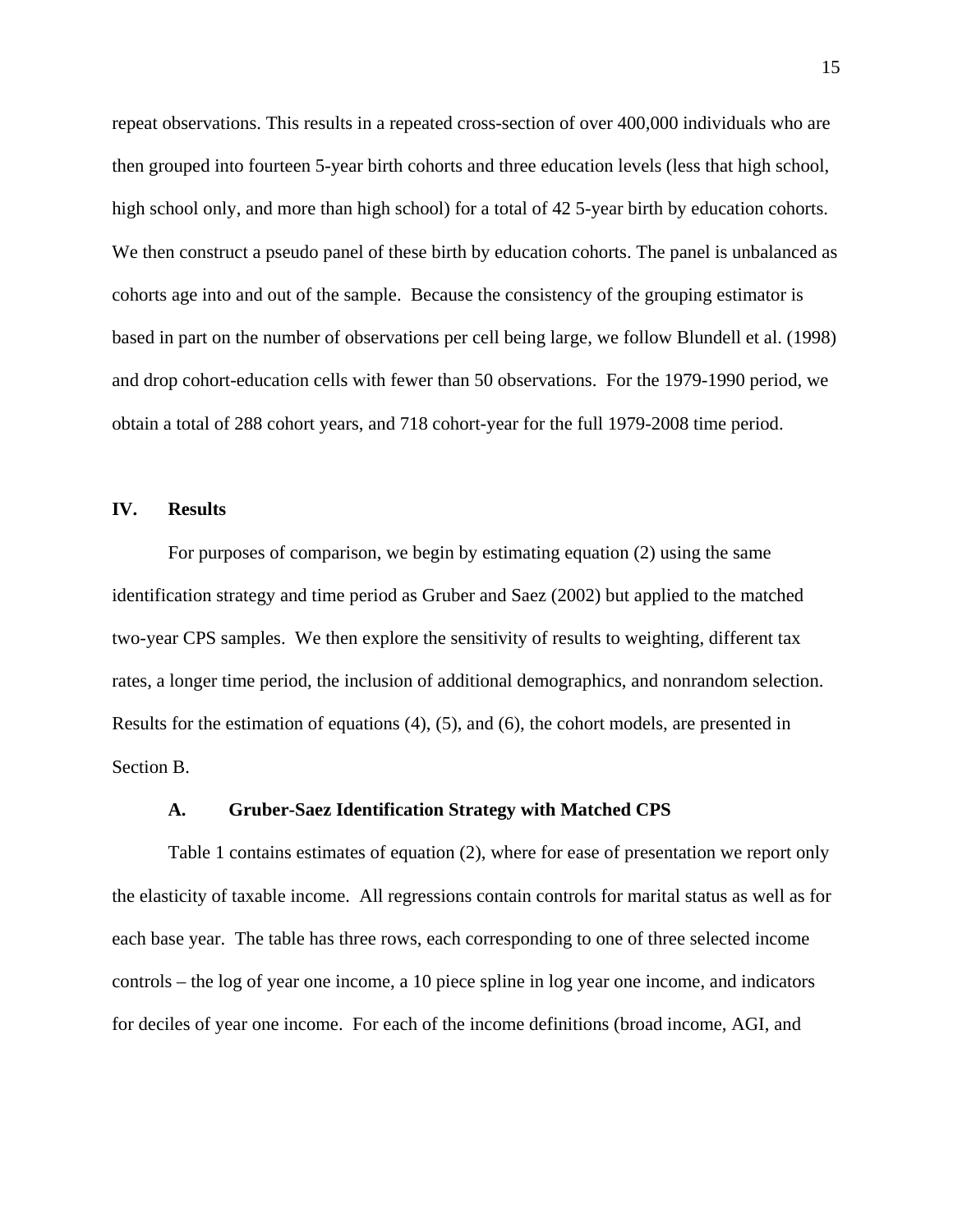repeat observations. This results in a repeated cross-section of over 400,000 individuals who are then grouped into fourteen 5-year birth cohorts and three education levels (less that high school, high school only, and more than high school) for a total of 42 5-year birth by education cohorts. We then construct a pseudo panel of these birth by education cohorts. The panel is unbalanced as cohorts age into and out of the sample. Because the consistency of the grouping estimator is based in part on the number of observations per cell being large, we follow Blundell et al. (1998) and drop cohort-education cells with fewer than 50 observations. For the 1979-1990 period, we obtain a total of 288 cohort years, and 718 cohort-year for the full 1979-2008 time period.

## IV. Results

For purposes of comparison, we begin by estimating equation (2) using the same identification strategy and time period as Gruber and Saez (2002) but applied to the matched two-year CPS samples. We then explore the sensitivity of results to weighting, different tax rates, a longer time period, the inclusion of additional demographics, and nonrandom selection. Results for the estimation of equations (4), (5), and (6), the cohort models, are presented in Section B.

### A. Gruber-Saez Identification Strategy with Matched CPS

Table 1 contains estimates of equation (2), where for ease of presentation we report only the elasticity of taxable income. All regressions contain controls for marital status as well as for each base year. The table has three rows, each corresponding to one of three selected income controls – the log of year one income, a 10 piece spline in log year one income, and indicators for deciles of year one income. For each of the income definitions (broad income, AGI, and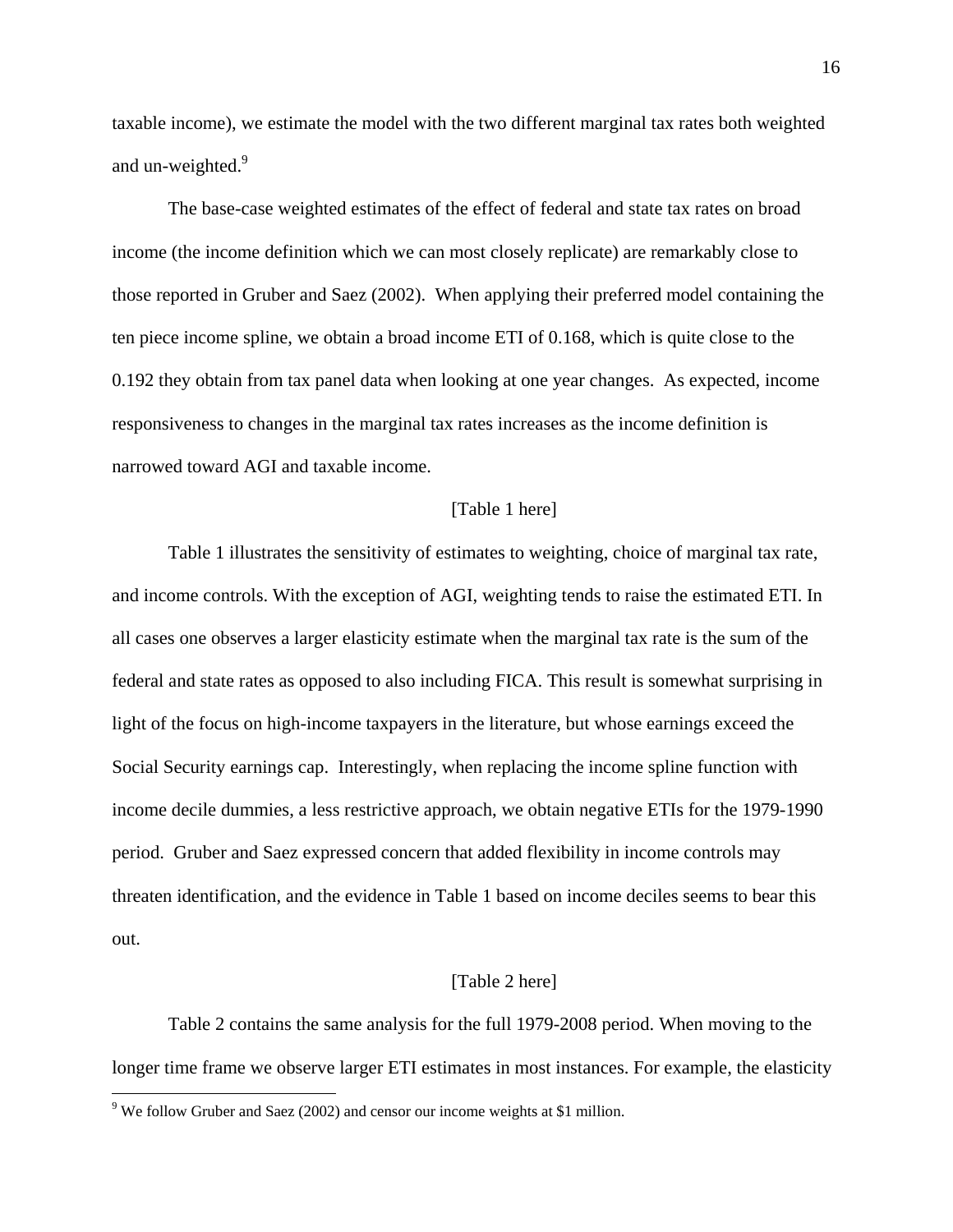taxable income), we estimate the model with the two different marginal tax rates both weighted and un-weighted.[9]

The base-case weighted estimates of the effect of federal and state tax rates on broad income (the income definition which we can most closely replicate) are remarkably close to those reported in Gruber and Saez (2002). When applying their preferred model containing the ten piece income spline, we obtain a broad income ETI of 0.168, which is quite close to the 0.192 they obtain from tax panel data when looking at one year changes. As expected, income responsiveness to changes in the marginal tax rates increases as the income definition is narrowed toward AGI and taxable income.

[Table 1 here]

Table 1 illustrates the sensitivity of estimates to weighting, choice of marginal tax rate, and income controls. With the exception of AGI, weighting tends to raise the estimated ETI. In all cases one observes a larger elasticity estimate when the marginal tax rate is the sum of the federal and state rates as opposed to also including FICA. This result is somewhat surprising in light of the focus on high-income taxpayers in the literature, but whose earnings exceed the Social Security earnings cap. Interestingly, when replacing the income spline function with income decile dummies, a less restrictive approach, we obtain negative ETIs for the 1979-1990 period. Gruber and Saez expressed concern that added flexibility in income controls may threaten identification, and the evidence in Table 1 based on income deciles seems to bear this out.

[Table 2 here]

Table 2 contains the same analysis for the full 1979-2008 period. When moving to the longer time frame we observe larger ETI estimates in most instances. For example, the elasticity

[9] We follow Gruber and Saez (2002) and censor our income weights at $1 million.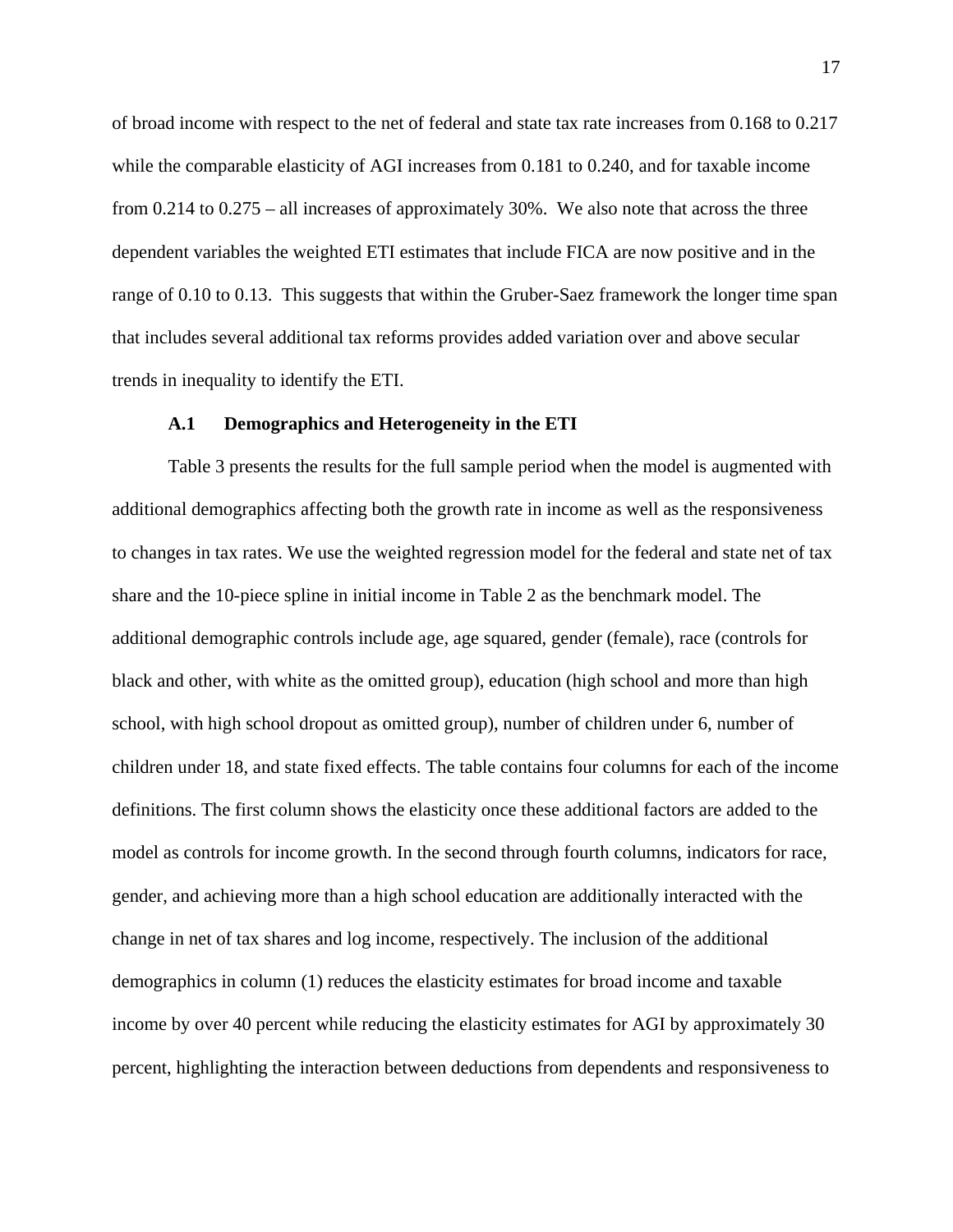of broad income with respect to the net of federal and state tax rate increases from 0.168 to 0.217 while the comparable elasticity of AGI increases from 0.181 to 0.240, and for taxable income from 0.214 to 0.275 – all increases of approximately 30%. We also note that across the three dependent variables the weighted ETI estimates that include FICA are now positive and in the range of 0.10 to 0.13. This suggests that within the Gruber-Saez framework the longer time span that includes several additional tax reforms provides added variation over and above secular trends in inequality to identify the ETI.

### A.1 Demographics and Heterogeneity in the ETI

Table 3 presents the results for the full sample period when the model is augmented with additional demographics affecting both the growth rate in income as well as the responsiveness to changes in tax rates. We use the weighted regression model for the federal and state net of tax share and the 10-piece spline in initial income in Table 2 as the benchmark model. The additional demographic controls include age, age squared, gender (female), race (controls for black and other, with white as the omitted group), education (high school and more than high school, with high school dropout as omitted group), number of children under 6, number of children under 18, and state fixed effects. The table contains four columns for each of the income definitions. The first column shows the elasticity once these additional factors are added to the model as controls for income growth. In the second through fourth columns, indicators for race, gender, and achieving more than a high school education are additionally interacted with the change in net of tax shares and log income, respectively. The inclusion of the additional demographics in column (1) reduces the elasticity estimates for broad income and taxable income by over 40 percent while reducing the elasticity estimates for AGI by approximately 30 percent, highlighting the interaction between deductions from dependents and responsiveness to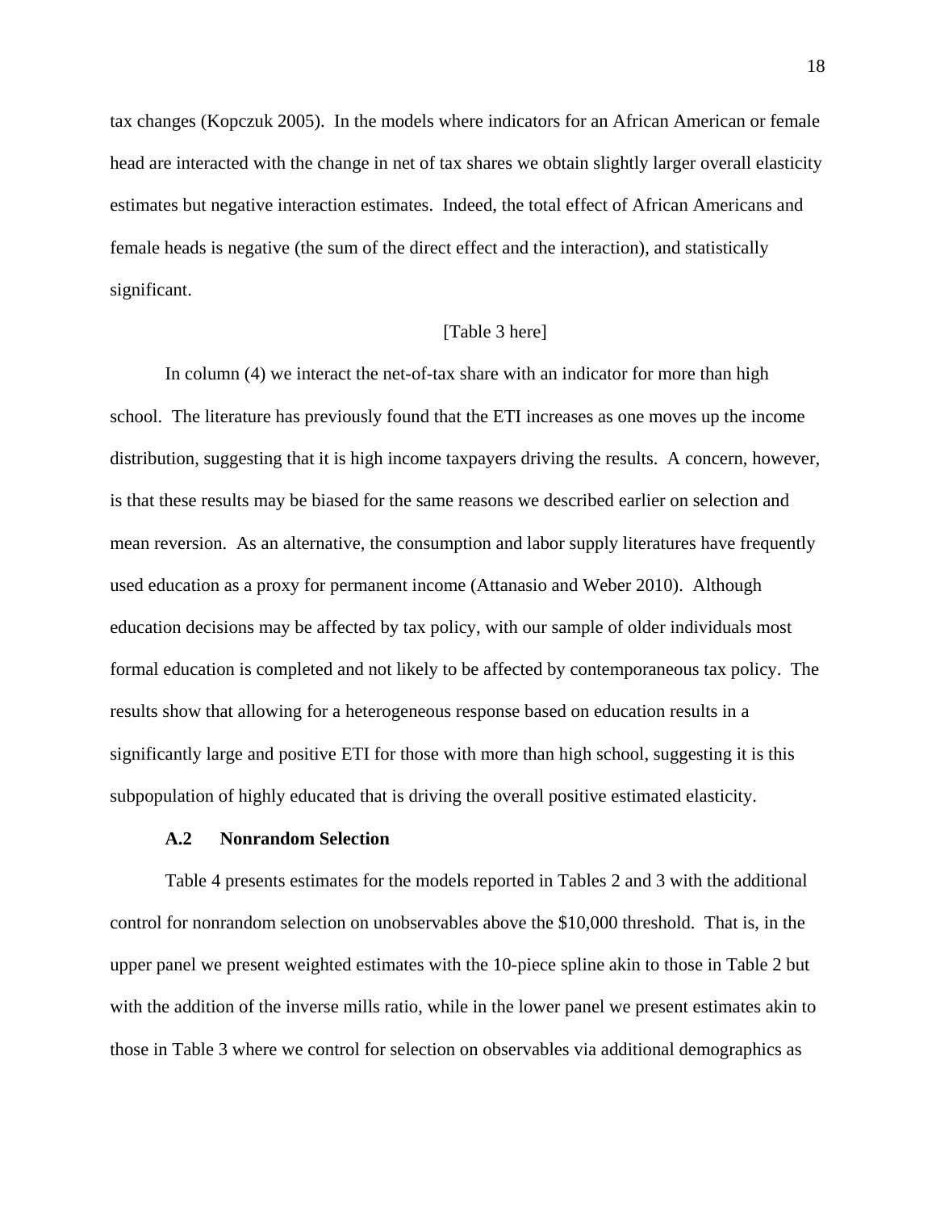tax changes (Kopczuk 2005). In the models where indicators for an African American or female head are interacted with the change in net of tax shares we obtain slightly larger overall elasticity estimates but negative interaction estimates. Indeed, the total effect of African Americans and female heads is negative (the sum of the direct effect and the interaction), and statistically significant.

[Table 3 here]

In column (4) we interact the net-of-tax share with an indicator for more than high school. The literature has previously found that the ETI increases as one moves up the income distribution, suggesting that it is high income taxpayers driving the results. A concern, however, is that these results may be biased for the same reasons we described earlier on selection and mean reversion. As an alternative, the consumption and labor supply literatures have frequently used education as a proxy for permanent income (Attanasio and Weber 2010). Although education decisions may be affected by tax policy, with our sample of older individuals most formal education is completed and not likely to be affected by contemporaneous tax policy. The results show that allowing for a heterogeneous response based on education results in a significantly large and positive ETI for those with more than high school, suggesting it is this subpopulation of highly educated that is driving the overall positive estimated elasticity.

### A.2 Nonrandom Selection

Table 4 presents estimates for the models reported in Tables 2 and 3 with the additional control for nonrandom selection on unobservables above the $10,000 threshold. That is, in the upper panel we present weighted estimates with the 10-piece spline akin to those in Table 2 but with the addition of the inverse mills ratio, while in the lower panel we present estimates akin to those in Table 3 where we control for selection on observables via additional demographics as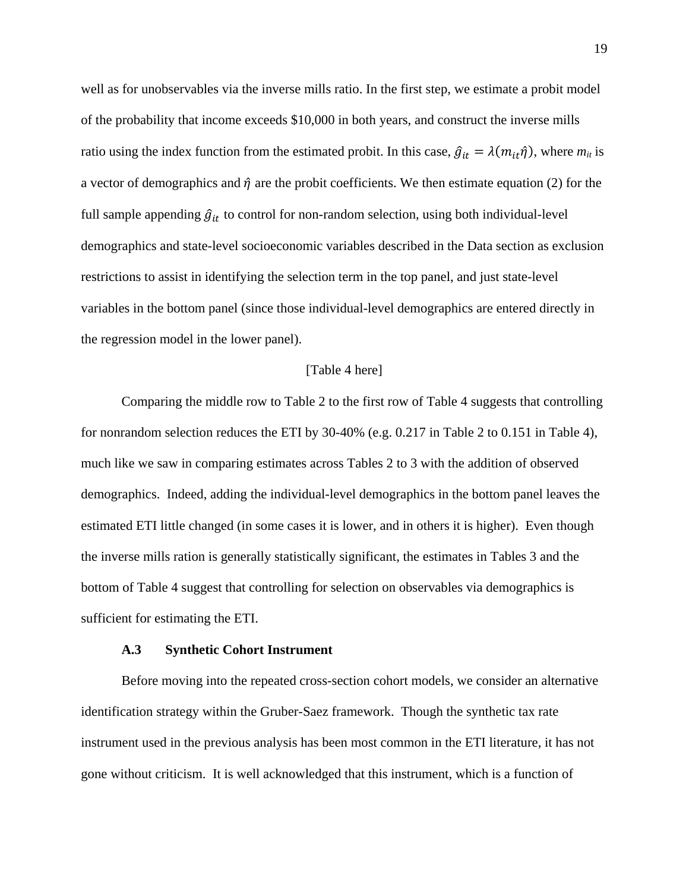well as for unobservables via the inverse mills ratio. In the first step, we estimate a probit model of the probability that income exceeds $10,000 in both years, and construct the inverse mills ratio using the index function from the estimated probit. In this case, $\hat{g}_{it} = \lambda(m_{it}\hat{\eta})$, where $m_{it}$ is a vector of demographics and $\hat{\eta}$ are the probit coefficients. We then estimate equation (2) for the full sample appending $\hat{g}_{it}$ to control for non-random selection, using both individual-level demographics and state-level socioeconomic variables described in the Data section as exclusion restrictions to assist in identifying the selection term in the top panel, and just state-level variables in the bottom panel (since those individual-level demographics are entered directly in the regression model in the lower panel).

[Table 4 here]

Comparing the middle row to Table 2 to the first row of Table 4 suggests that controlling for nonrandom selection reduces the ETI by 30-40% (e.g. 0.217 in Table 2 to 0.151 in Table 4), much like we saw in comparing estimates across Tables 2 to 3 with the addition of observed demographics. Indeed, adding the individual-level demographics in the bottom panel leaves the estimated ETI little changed (in some cases it is lower, and in others it is higher). Even though the inverse mills ration is generally statistically significant, the estimates in Tables 3 and the bottom of Table 4 suggest that controlling for selection on observables via demographics is sufficient for estimating the ETI.

### A.3 Synthetic Cohort Instrument

Before moving into the repeated cross-section cohort models, we consider an alternative identification strategy within the Gruber-Saez framework. Though the synthetic tax rate instrument used in the previous analysis has been most common in the ETI literature, it has not gone without criticism. It is well acknowledged that this instrument, which is a function of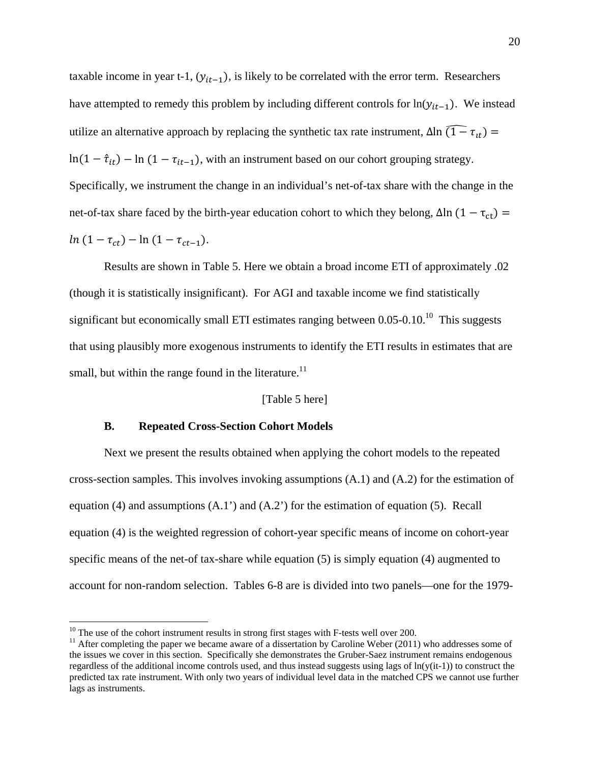taxable income in year t-1, $(y_{it-1})$, is likely to be correlated with the error term. Researchers have attempted to remedy this problem by including different controls for $\ln(y_{it-1})$. We instead utilize an alternative approach by replacing the synthetic tax rate instrument, $\Delta\ln\widehat{(1-\tau_{it})} = \ln(1-\hat{\tau}_{it}) - \ln(1-\tau_{it-1})$, with an instrument based on our cohort grouping strategy. Specifically, we instrument the change in an individual's net-of-tax share with the change in the net-of-tax share faced by the birth-year education cohort to which they belong, $\Delta\ln(1-\tau_{ct}) = ln(1-\tau_{ct}) - \ln(1-\tau_{ct-1})$.

Results are shown in Table 5. Here we obtain a broad income ETI of approximately .02 (though it is statistically insignificant). For AGI and taxable income we find statistically significant but economically small ETI estimates ranging between 0.05-0.10.[10] This suggests that using plausibly more exogenous instruments to identify the ETI results in estimates that are small, but within the range found in the literature.[11]

[Table 5 here]

### B. Repeated Cross-Section Cohort Models

Next we present the results obtained when applying the cohort models to the repeated cross-section samples. This involves invoking assumptions (A.1) and (A.2) for the estimation of equation (4) and assumptions (A.1') and (A.2') for the estimation of equation (5). Recall equation (4) is the weighted regression of cohort-year specific means of income on cohort-year specific means of the net-of tax-share while equation (5) is simply equation (4) augmented to account for non-random selection. Tables 6-8 are is divided into two panels—one for the 1979-

[10] The use of the cohort instrument results in strong first stages with F-tests well over 200.

[11] After completing the paper we became aware of a dissertation by Caroline Weber (2011) who addresses some of the issues we cover in this section. Specifically she demonstrates the Gruber-Saez instrument remains endogenous regardless of the additional income controls used, and thus instead suggests using lags of ln(y(it-1)) to construct the predicted tax rate instrument. With only two years of individual level data in the matched CPS we cannot use further lags as instruments.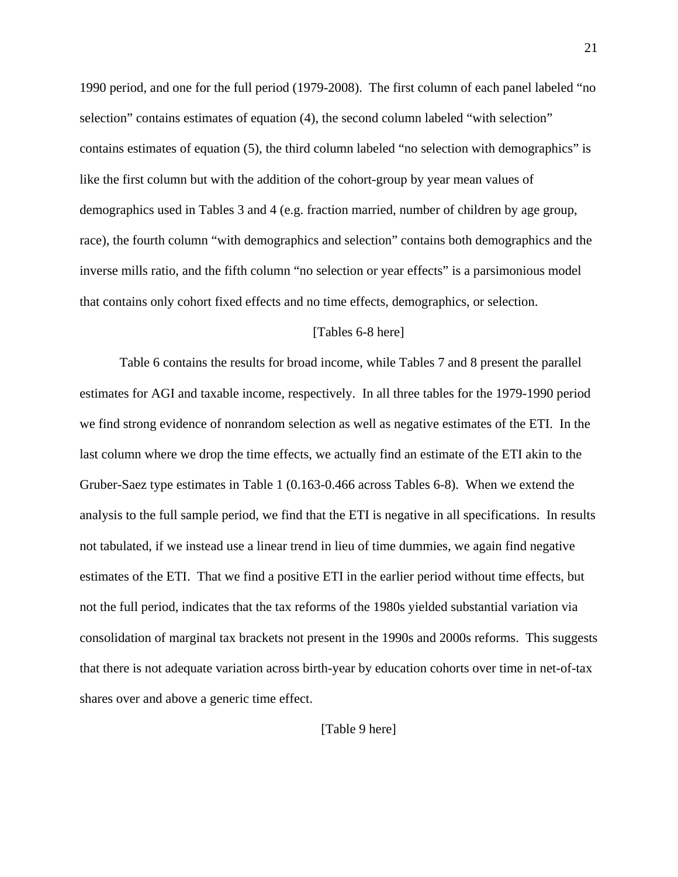1990 period, and one for the full period (1979-2008). The first column of each panel labeled "no selection" contains estimates of equation (4), the second column labeled "with selection" contains estimates of equation (5), the third column labeled "no selection with demographics" is like the first column but with the addition of the cohort-group by year mean values of demographics used in Tables 3 and 4 (e.g. fraction married, number of children by age group, race), the fourth column "with demographics and selection" contains both demographics and the inverse mills ratio, and the fifth column "no selection or year effects" is a parsimonious model that contains only cohort fixed effects and no time effects, demographics, or selection.

[Tables 6-8 here]

Table 6 contains the results for broad income, while Tables 7 and 8 present the parallel estimates for AGI and taxable income, respectively. In all three tables for the 1979-1990 period we find strong evidence of nonrandom selection as well as negative estimates of the ETI. In the last column where we drop the time effects, we actually find an estimate of the ETI akin to the Gruber-Saez type estimates in Table 1 (0.163-0.466 across Tables 6-8). When we extend the analysis to the full sample period, we find that the ETI is negative in all specifications. In results not tabulated, if we instead use a linear trend in lieu of time dummies, we again find negative estimates of the ETI. That we find a positive ETI in the earlier period without time effects, but not the full period, indicates that the tax reforms of the 1980s yielded substantial variation via consolidation of marginal tax brackets not present in the 1990s and 2000s reforms. This suggests that there is not adequate variation across birth-year by education cohorts over time in net-of-tax shares over and above a generic time effect.

[Table 9 here]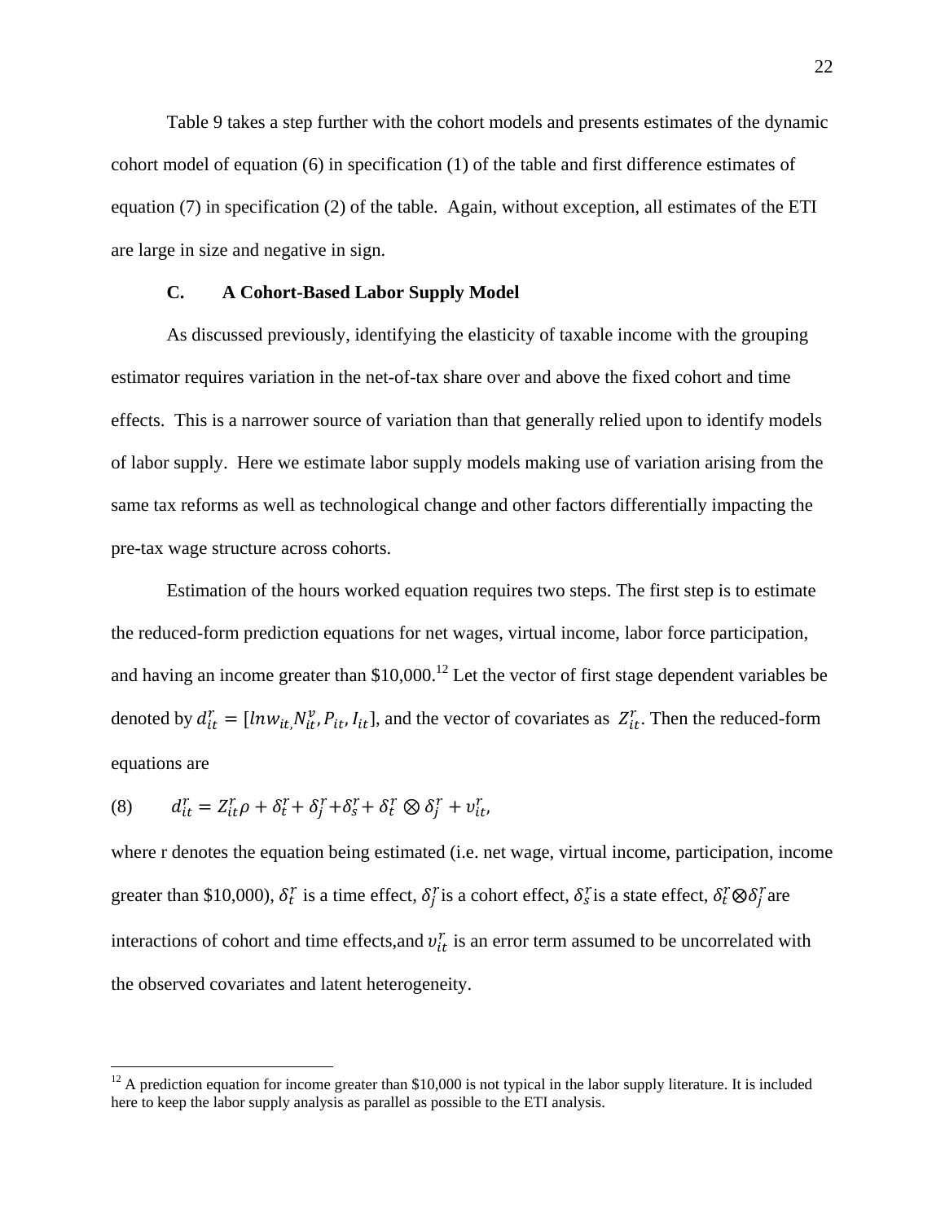Table 9 takes a step further with the cohort models and presents estimates of the dynamic cohort model of equation (6) in specification (1) of the table and first difference estimates of equation (7) in specification (2) of the table. Again, without exception, all estimates of the ETI are large in size and negative in sign.

### C. A Cohort-Based Labor Supply Model

As discussed previously, identifying the elasticity of taxable income with the grouping estimator requires variation in the net-of-tax share over and above the fixed cohort and time effects. This is a narrower source of variation than that generally relied upon to identify models of labor supply. Here we estimate labor supply models making use of variation arising from the same tax reforms as well as technological change and other factors differentially impacting the pre-tax wage structure across cohorts.

Estimation of the hours worked equation requires two steps. The first step is to estimate the reduced-form prediction equations for net wages, virtual income, labor force participation, and having an income greater than \$10,000.[12] Let the vector of first stage dependent variables be denoted by $d_{it}^{r} = [lnw_{it}, N_{it}^{v}, P_{it}, I_{it}]$, and the vector of covariates as $Z_{it}^{r}$. Then the reduced-form equations are

$$(8) \qquad d_{it}^{r} = Z_{it}^{r}\rho + \delta_{t}^{r} + \delta_{j}^{r} + \delta_{s}^{r} + \delta_{t}^{r} \otimes \delta_{j}^{r} + \upsilon_{it}^{r},$$

where r denotes the equation being estimated (i.e. net wage, virtual income, participation, income greater than \$10,000), $\delta_{t}^{r}$ is a time effect, $\delta_{j}^{r}$ is a cohort effect, $\delta_{s}^{r}$ is a state effect, $\delta_{t}^{r} \otimes \delta_{j}^{r}$ are interactions of cohort and time effects, and $\upsilon_{it}^{r}$ is an error term assumed to be uncorrelated with the observed covariates and latent heterogeneity.

---

[12] A prediction equation for income greater than \$10,000 is not typical in the labor supply literature. It is included here to keep the labor supply analysis as parallel as possible to the ETI analysis.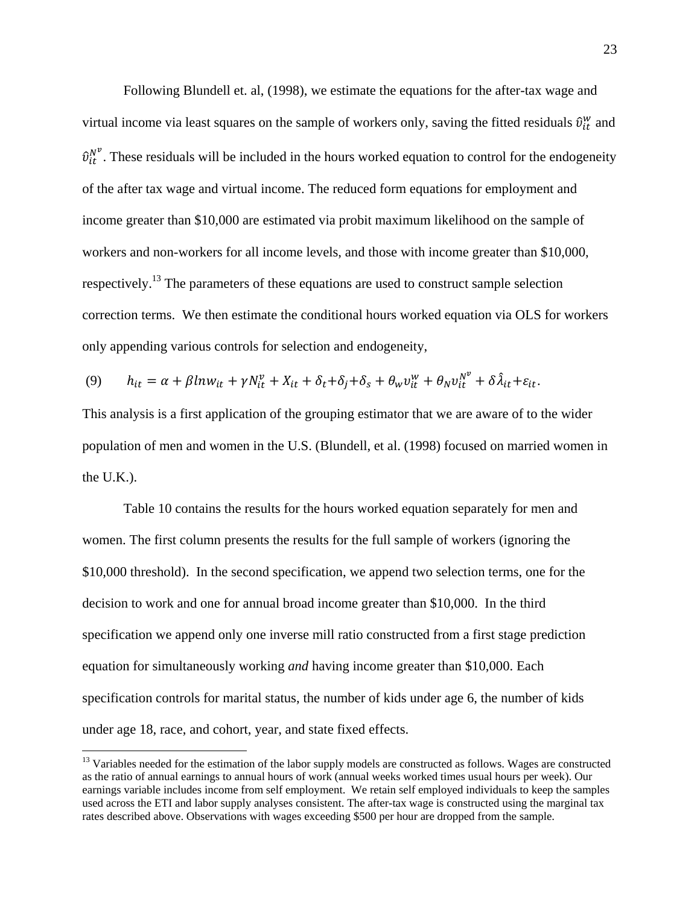Following Blundell et. al, (1998), we estimate the equations for the after-tax wage and virtual income via least squares on the sample of workers only, saving the fitted residuals $\hat{\upsilon}_{it}^{w}$ and $\hat{\upsilon}_{it}^{N^{\nu}}$. These residuals will be included in the hours worked equation to control for the endogeneity of the after tax wage and virtual income. The reduced form equations for employment and income greater than \$10,000 are estimated via probit maximum likelihood on the sample of workers and non-workers for all income levels, and those with income greater than \$10,000, respectively.[13] The parameters of these equations are used to construct sample selection correction terms. We then estimate the conditional hours worked equation via OLS for workers only appending various controls for selection and endogeneity,

$$(9) \qquad h_{it} = \alpha + \beta \ln w_{it} + \gamma N_{it}^{\nu} + X_{it} + \delta_t + \delta_j + \delta_s + \theta_w \upsilon_{it}^{w} + \theta_N \upsilon_{it}^{N^{\nu}} + \delta \hat{\lambda}_{it} + \varepsilon_{it}.$$

This analysis is a first application of the grouping estimator that we are aware of to the wider population of men and women in the U.S. (Blundell, et al. (1998) focused on married women in the U.K.).

Table 10 contains the results for the hours worked equation separately for men and women. The first column presents the results for the full sample of workers (ignoring the \$10,000 threshold). In the second specification, we append two selection terms, one for the decision to work and one for annual broad income greater than \$10,000. In the third specification we append only one inverse mill ratio constructed from a first stage prediction equation for simultaneously working *and* having income greater than \$10,000. Each specification controls for marital status, the number of kids under age 6, the number of kids under age 18, race, and cohort, year, and state fixed effects.

[13] Variables needed for the estimation of the labor supply models are constructed as follows. Wages are constructed as the ratio of annual earnings to annual hours of work (annual weeks worked times usual hours per week). Our earnings variable includes income from self employment. We retain self employed individuals to keep the samples used across the ETI and labor supply analyses consistent. The after-tax wage is constructed using the marginal tax rates described above. Observations with wages exceeding \$500 per hour are dropped from the sample.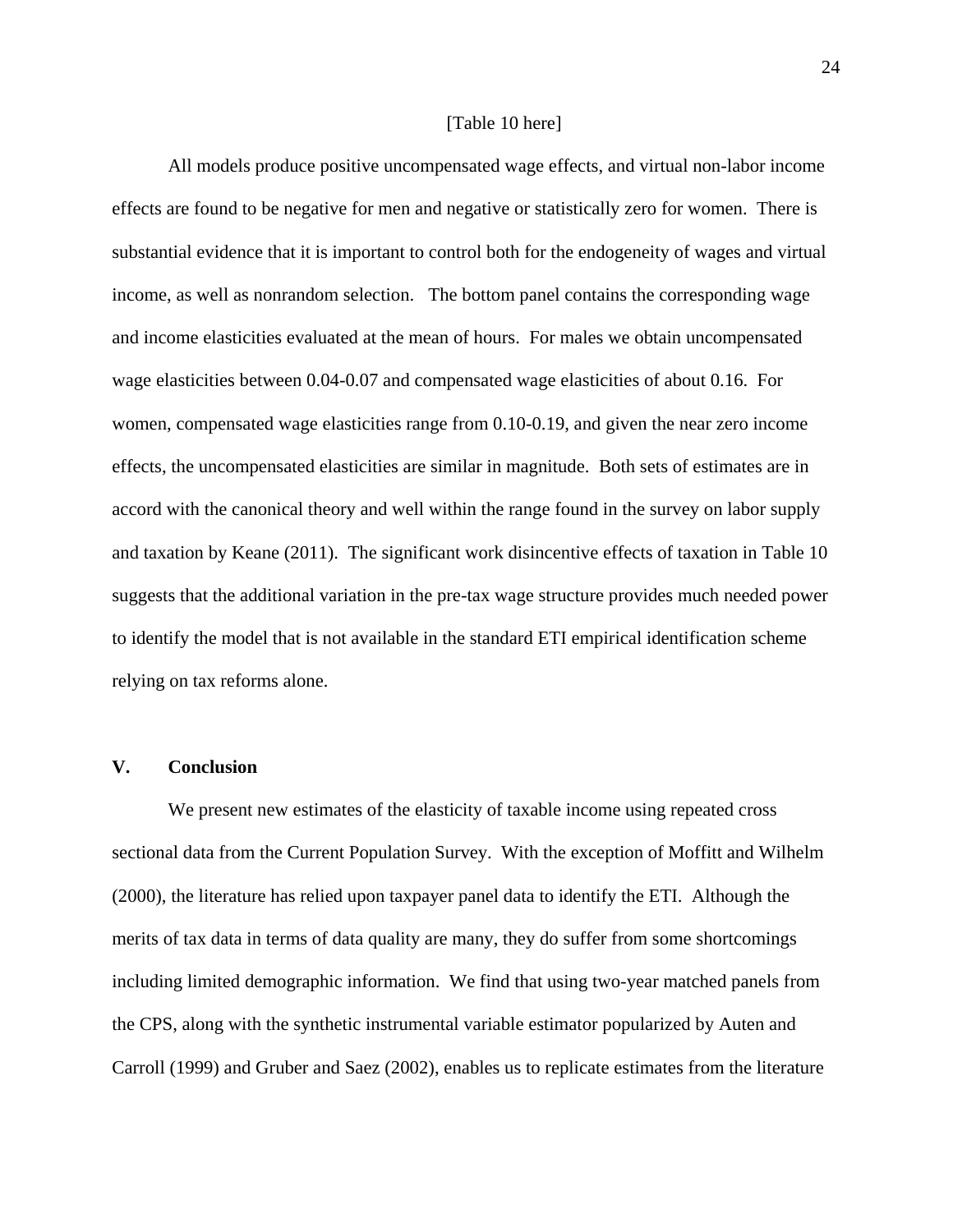[Table 10 here]

All models produce positive uncompensated wage effects, and virtual non-labor income effects are found to be negative for men and negative or statistically zero for women. There is substantial evidence that it is important to control both for the endogeneity of wages and virtual income, as well as nonrandom selection. The bottom panel contains the corresponding wage and income elasticities evaluated at the mean of hours. For males we obtain uncompensated wage elasticities between 0.04-0.07 and compensated wage elasticities of about 0.16. For women, compensated wage elasticities range from 0.10-0.19, and given the near zero income effects, the uncompensated elasticities are similar in magnitude. Both sets of estimates are in accord with the canonical theory and well within the range found in the survey on labor supply and taxation by Keane (2011). The significant work disincentive effects of taxation in Table 10 suggests that the additional variation in the pre-tax wage structure provides much needed power to identify the model that is not available in the standard ETI empirical identification scheme relying on tax reforms alone.

## V. Conclusion

We present new estimates of the elasticity of taxable income using repeated cross sectional data from the Current Population Survey. With the exception of Moffitt and Wilhelm (2000), the literature has relied upon taxpayer panel data to identify the ETI. Although the merits of tax data in terms of data quality are many, they do suffer from some shortcomings including limited demographic information. We find that using two-year matched panels from the CPS, along with the synthetic instrumental variable estimator popularized by Auten and Carroll (1999) and Gruber and Saez (2002), enables us to replicate estimates from the literature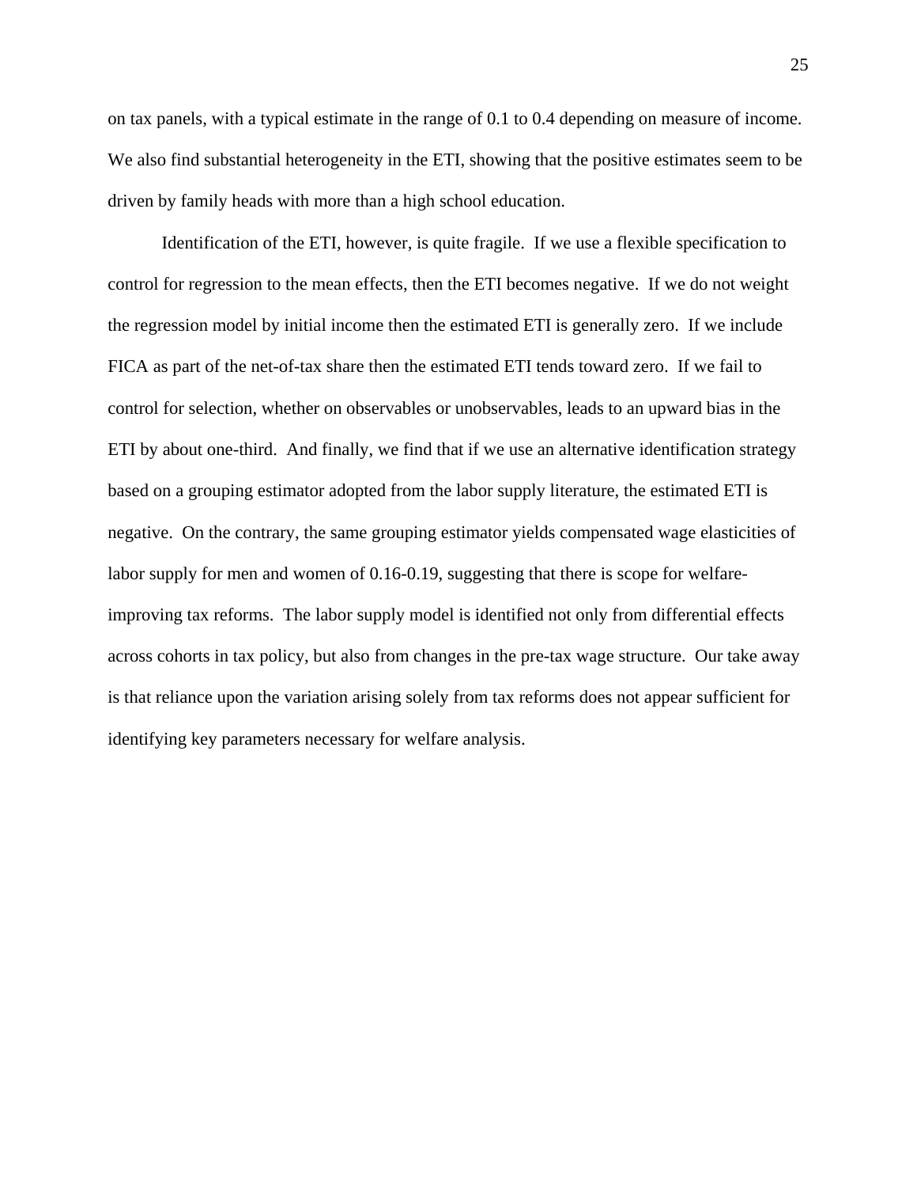on tax panels, with a typical estimate in the range of 0.1 to 0.4 depending on measure of income. We also find substantial heterogeneity in the ETI, showing that the positive estimates seem to be driven by family heads with more than a high school education.

Identification of the ETI, however, is quite fragile. If we use a flexible specification to control for regression to the mean effects, then the ETI becomes negative. If we do not weight the regression model by initial income then the estimated ETI is generally zero. If we include FICA as part of the net-of-tax share then the estimated ETI tends toward zero. If we fail to control for selection, whether on observables or unobservables, leads to an upward bias in the ETI by about one-third. And finally, we find that if we use an alternative identification strategy based on a grouping estimator adopted from the labor supply literature, the estimated ETI is negative. On the contrary, the same grouping estimator yields compensated wage elasticities of labor supply for men and women of 0.16-0.19, suggesting that there is scope for welfare-improving tax reforms. The labor supply model is identified not only from differential effects across cohorts in tax policy, but also from changes in the pre-tax wage structure. Our take away is that reliance upon the variation arising solely from tax reforms does not appear sufficient for identifying key parameters necessary for welfare analysis.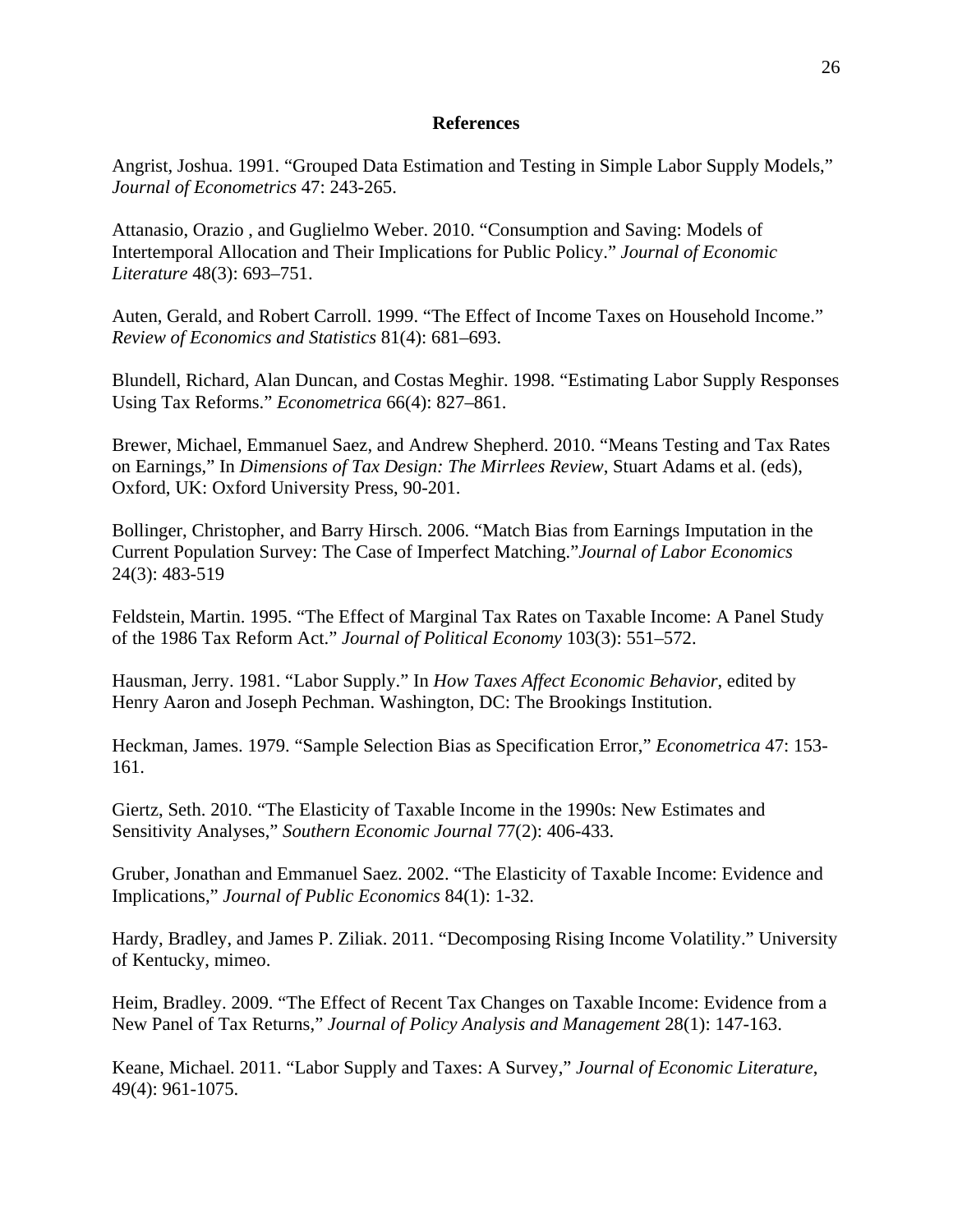**References**

Angrist, Joshua. 1991. “Grouped Data Estimation and Testing in Simple Labor Supply Models,” *Journal of Econometrics* 47: 243-265.

Attanasio, Orazio , and Guglielmo Weber. 2010. “Consumption and Saving: Models of Intertemporal Allocation and Their Implications for Public Policy.” *Journal of Economic Literature* 48(3): 693–751.

Auten, Gerald, and Robert Carroll. 1999. “The Effect of Income Taxes on Household Income.” *Review of Economics and Statistics* 81(4): 681–693.

Blundell, Richard, Alan Duncan, and Costas Meghir. 1998. “Estimating Labor Supply Responses Using Tax Reforms.” *Econometrica* 66(4): 827–861.

Brewer, Michael, Emmanuel Saez, and Andrew Shepherd. 2010. “Means Testing and Tax Rates on Earnings,” In *Dimensions of Tax Design: The Mirrlees Review*, Stuart Adams et al. (eds), Oxford, UK: Oxford University Press, 90-201.

Bollinger, Christopher, and Barry Hirsch. 2006. “Match Bias from Earnings Imputation in the Current Population Survey: The Case of Imperfect Matching.”*Journal of Labor Economics* 24(3): 483-519

Feldstein, Martin. 1995. “The Effect of Marginal Tax Rates on Taxable Income: A Panel Study of the 1986 Tax Reform Act.” *Journal of Political Economy* 103(3): 551–572.

Hausman, Jerry. 1981. “Labor Supply.” In *How Taxes Affect Economic Behavior*, edited by Henry Aaron and Joseph Pechman. Washington, DC: The Brookings Institution.

Heckman, James. 1979. “Sample Selection Bias as Specification Error,” *Econometrica* 47: 153-161.

Giertz, Seth. 2010. “The Elasticity of Taxable Income in the 1990s: New Estimates and Sensitivity Analyses,” *Southern Economic Journal* 77(2): 406-433.

Gruber, Jonathan and Emmanuel Saez. 2002. “The Elasticity of Taxable Income: Evidence and Implications,” *Journal of Public Economics* 84(1): 1-32.

Hardy, Bradley, and James P. Ziliak. 2011. “Decomposing Rising Income Volatility.” University of Kentucky, mimeo.

Heim, Bradley. 2009. “The Effect of Recent Tax Changes on Taxable Income: Evidence from a New Panel of Tax Returns,” *Journal of Policy Analysis and Management* 28(1): 147-163.

Keane, Michael. 2011. “Labor Supply and Taxes: A Survey,” *Journal of Economic Literature*, 49(4): 961-1075.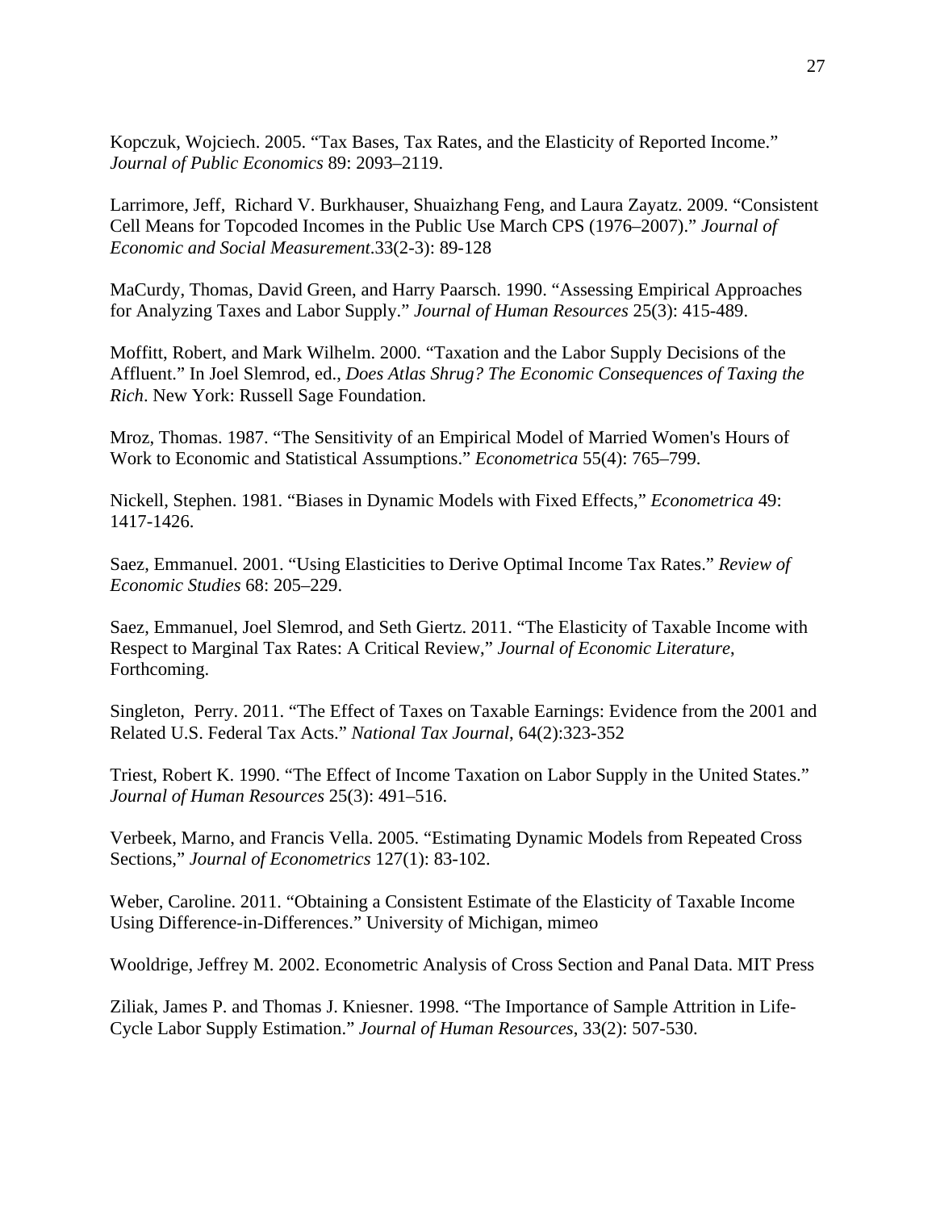Kopczuk, Wojciech. 2005. “Tax Bases, Tax Rates, and the Elasticity of Reported Income.” *Journal of Public Economics* 89: 2093–2119.

Larrimore, Jeff, Richard V. Burkhauser, Shuaizhang Feng, and Laura Zayatz. 2009. “Consistent Cell Means for Topcoded Incomes in the Public Use March CPS (1976–2007).” *Journal of Economic and Social Measurement*.33(2-3): 89-128

MaCurdy, Thomas, David Green, and Harry Paarsch. 1990. “Assessing Empirical Approaches for Analyzing Taxes and Labor Supply.” *Journal of Human Resources* 25(3): 415-489.

Moffitt, Robert, and Mark Wilhelm. 2000. “Taxation and the Labor Supply Decisions of the Affluent.” In Joel Slemrod, ed., *Does Atlas Shrug? The Economic Consequences of Taxing the Rich*. New York: Russell Sage Foundation.

Mroz, Thomas. 1987. “The Sensitivity of an Empirical Model of Married Women's Hours of Work to Economic and Statistical Assumptions.” *Econometrica* 55(4): 765–799.

Nickell, Stephen. 1981. “Biases in Dynamic Models with Fixed Effects,” *Econometrica* 49: 1417-1426.

Saez, Emmanuel. 2001. “Using Elasticities to Derive Optimal Income Tax Rates.” *Review of Economic Studies* 68: 205–229.

Saez, Emmanuel, Joel Slemrod, and Seth Giertz. 2011. “The Elasticity of Taxable Income with Respect to Marginal Tax Rates: A Critical Review,” *Journal of Economic Literature*, Forthcoming.

Singleton, Perry. 2011. “The Effect of Taxes on Taxable Earnings: Evidence from the 2001 and Related U.S. Federal Tax Acts.” *National Tax Journal*, 64(2):323-352

Triest, Robert K. 1990. “The Effect of Income Taxation on Labor Supply in the United States.” *Journal of Human Resources* 25(3): 491–516.

Verbeek, Marno, and Francis Vella. 2005. “Estimating Dynamic Models from Repeated Cross Sections,” *Journal of Econometrics* 127(1): 83-102.

Weber, Caroline. 2011. “Obtaining a Consistent Estimate of the Elasticity of Taxable Income Using Difference-in-Differences.” University of Michigan, mimeo

Wooldrige, Jeffrey M. 2002. Econometric Analysis of Cross Section and Panal Data. MIT Press

Ziliak, James P. and Thomas J. Kniesner. 1998. “The Importance of Sample Attrition in Life-Cycle Labor Supply Estimation.” *Journal of Human Resources*, 33(2): 507-530.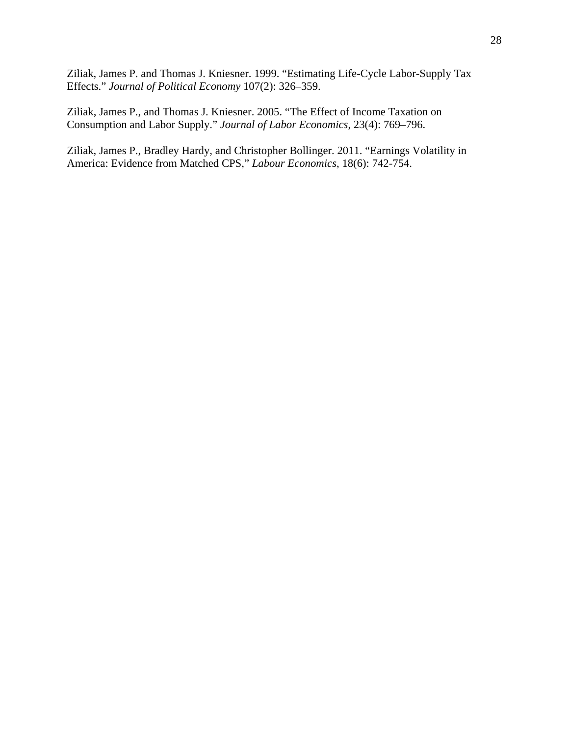Ziliak, James P. and Thomas J. Kniesner. 1999. "Estimating Life-Cycle Labor-Supply Tax Effects." *Journal of Political Economy* 107(2): 326–359.

Ziliak, James P., and Thomas J. Kniesner. 2005. "The Effect of Income Taxation on Consumption and Labor Supply." *Journal of Labor Economics*, 23(4): 769–796.

Ziliak, James P., Bradley Hardy, and Christopher Bollinger. 2011. "Earnings Volatility in America: Evidence from Matched CPS," *Labour Economics*, 18(6): 742-754.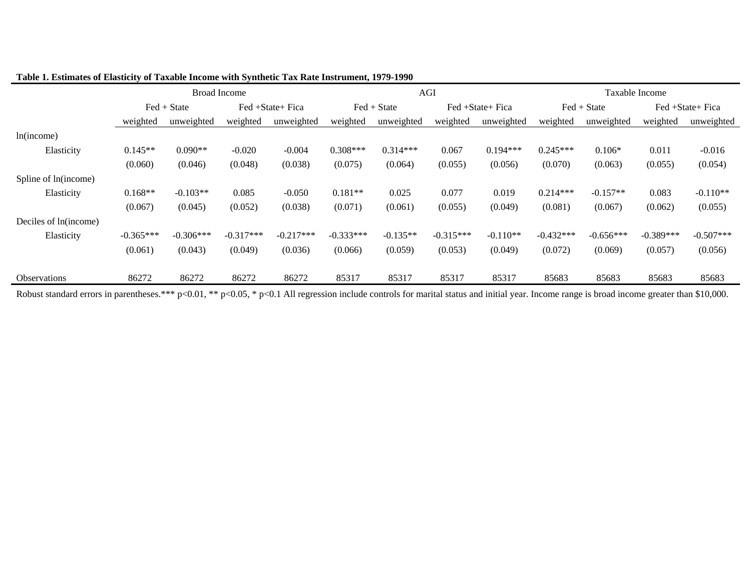**Table 1. Estimates of Elasticity of Taxable Income with Synthetic Tax Rate Instrument, 1979-1990**

| | Broad Income | | | | AGI | | | | Taxable Income | | | |
|---|---|---|---|---|---|---|---|---|---|---|---|---|
| | Fed + State | | Fed +State+ Fica | | Fed + State | | Fed +State+ Fica | | Fed + State | | Fed +State+ Fica | |
| | weighted | unweighted | weighted | unweighted | weighted | unweighted | weighted | unweighted | weighted | unweighted | weighted | unweighted |
| ln(income) | | | | | | | | | | | | |
| Elasticity | 0.145** | 0.090** | -0.020 | -0.004 | 0.308*** | 0.314*** | 0.067 | 0.194*** | 0.245*** | 0.106* | 0.011 | -0.016 |
| | (0.060) | (0.046) | (0.048) | (0.038) | (0.075) | (0.064) | (0.055) | (0.056) | (0.070) | (0.063) | (0.055) | (0.054) |
| Spline of ln(income) | | | | | | | | | | | | |
| Elasticity | 0.168** | -0.103** | 0.085 | -0.050 | 0.181** | 0.025 | 0.077 | 0.019 | 0.214*** | -0.157** | 0.083 | -0.110** |
| | (0.067) | (0.045) | (0.052) | (0.038) | (0.071) | (0.061) | (0.055) | (0.049) | (0.081) | (0.067) | (0.062) | (0.055) |
| Deciles of ln(income) | | | | | | | | | | | | |
| Elasticity | -0.365*** | -0.306*** | -0.317*** | -0.217*** | -0.333*** | -0.135** | -0.315*** | -0.110** | -0.432*** | -0.656*** | -0.389*** | -0.507*** |
| | (0.061) | (0.043) | (0.049) | (0.036) | (0.066) | (0.059) | (0.053) | (0.049) | (0.072) | (0.069) | (0.057) | (0.056) |
| Observations | 86272 | 86272 | 86272 | 86272 | 85317 | 85317 | 85317 | 85317 | 85683 | 85683 | 85683 | 85683 |

Robust standard errors in parentheses.*** p<0.01, ** p<0.05, * p<0.1 All regression include controls for marital status and initial year. Income range is broad income greater than $10,000.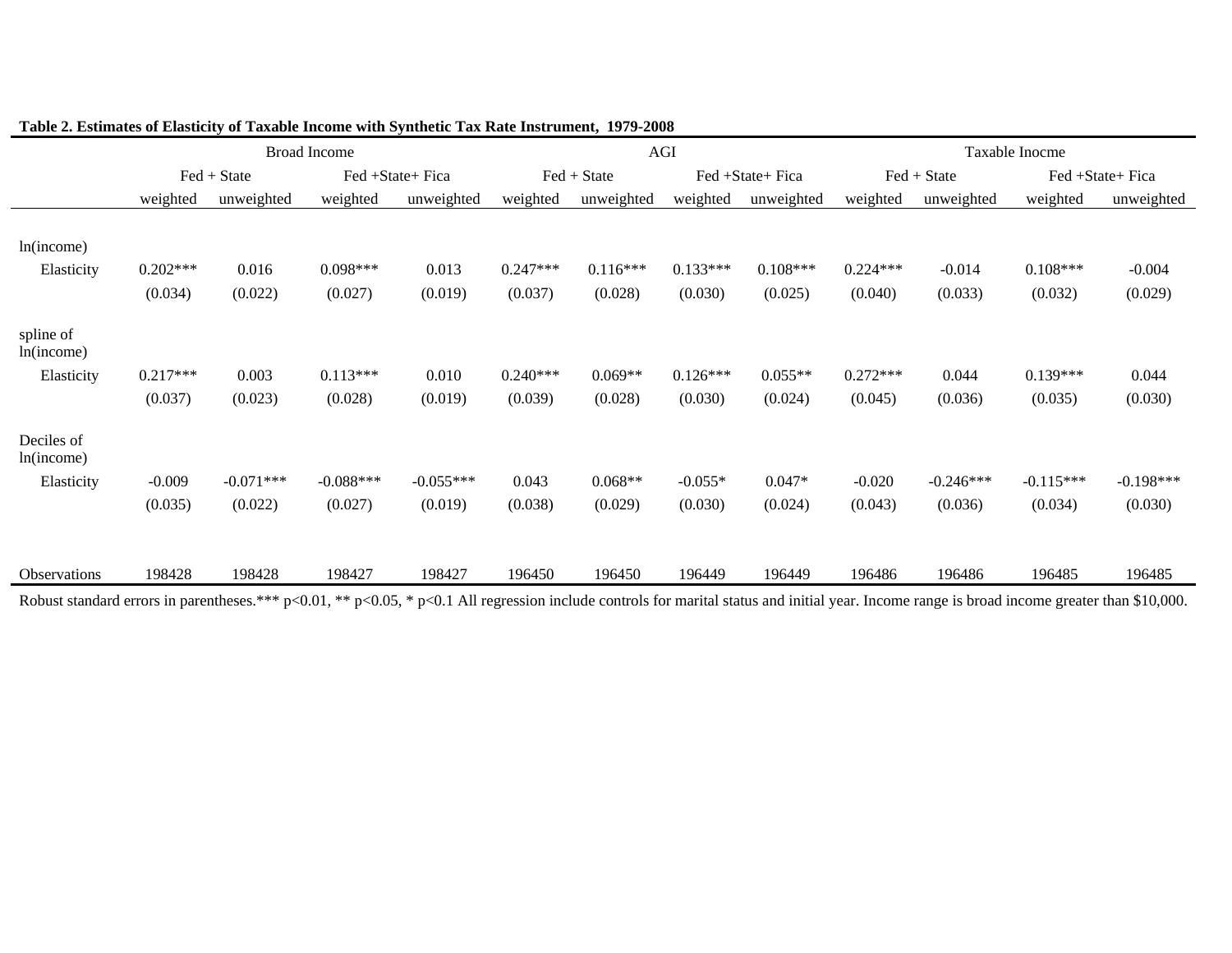**Table 2. Estimates of Elasticity of Taxable Income with Synthetic Tax Rate Instrument, 1979-2008**

| | Broad Income | | | | AGI | | | | Taxable Inocme | | | |
|---|---|---|---|---|---|---|---|---|---|---|---|---|
| | Fed + State | | Fed +State+ Fica | | Fed + State | | Fed +State+ Fica | | Fed + State | | Fed +State+ Fica | |
| | weighted | unweighted | weighted | unweighted | weighted | unweighted | weighted | unweighted | weighted | unweighted | weighted | unweighted |
| ln(income) | | | | | | | | | | | | |
| Elasticity | 0.202*** | 0.016 | 0.098*** | 0.013 | 0.247*** | 0.116*** | 0.133*** | 0.108*** | 0.224*** | -0.014 | 0.108*** | -0.004 |
| | (0.034) | (0.022) | (0.027) | (0.019) | (0.037) | (0.028) | (0.030) | (0.025) | (0.040) | (0.033) | (0.032) | (0.029) |
| spline of ln(income) | | | | | | | | | | | | |
| Elasticity | 0.217*** | 0.003 | 0.113*** | 0.010 | 0.240*** | 0.069** | 0.126*** | 0.055** | 0.272*** | 0.044 | 0.139*** | 0.044 |
| | (0.037) | (0.023) | (0.028) | (0.019) | (0.039) | (0.028) | (0.030) | (0.024) | (0.045) | (0.036) | (0.035) | (0.030) |
| Deciles of ln(income) | | | | | | | | | | | | |
| Elasticity | -0.009 | -0.071*** | -0.088*** | -0.055*** | 0.043 | 0.068** | -0.055* | 0.047* | -0.020 | -0.246*** | -0.115*** | -0.198*** |
| | (0.035) | (0.022) | (0.027) | (0.019) | (0.038) | (0.029) | (0.030) | (0.024) | (0.043) | (0.036) | (0.034) | (0.030) |
| Observations | 198428 | 198428 | 198427 | 198427 | 196450 | 196450 | 196449 | 196449 | 196486 | 196486 | 196485 | 196485 |

Robust standard errors in parentheses.*** p<0.01, ** p<0.05, * p<0.1 All regression include controls for marital status and initial year. Income range is broad income greater than $10,000.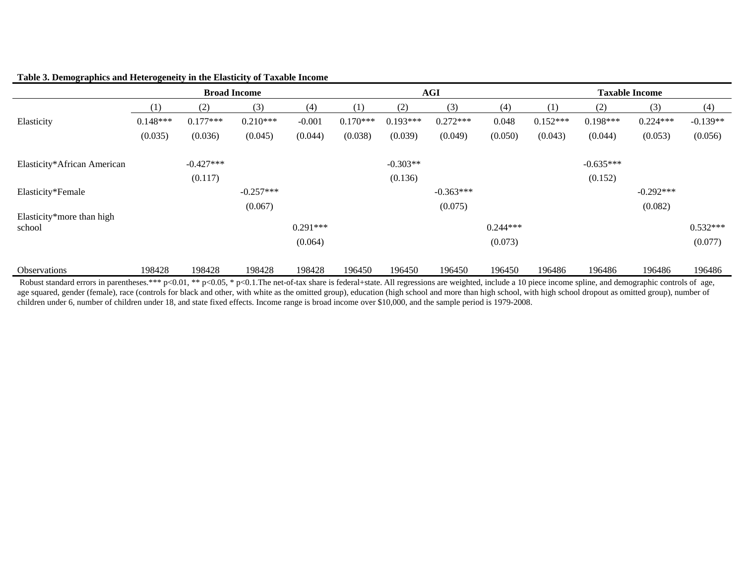**Table 3. Demographics and Heterogeneity in the Elasticity of Taxable Income**

| | Broad Income | | | | AGI | | | | Taxable Income | | | |
|---|---|---|---|---|---|---|---|---|---|---|---|---|
| | (1) | (2) | (3) | (4) | (1) | (2) | (3) | (4) | (1) | (2) | (3) | (4) |
| Elasticity | 0.148*** | 0.177*** | 0.210*** | -0.001 | 0.170*** | 0.193*** | 0.272*** | 0.048 | 0.152*** | 0.198*** | 0.224*** | -0.139** |
| | (0.035) | (0.036) | (0.045) | (0.044) | (0.038) | (0.039) | (0.049) | (0.050) | (0.043) | (0.044) | (0.053) | (0.056) |
| Elasticity*African American | | -0.427*** | | | | -0.303** | | | | -0.635*** | | |
| | | (0.117) | | | | (0.136) | | | | (0.152) | | |
| Elasticity*Female | | | -0.257*** | | | | -0.363*** | | | | -0.292*** | |
| | | | (0.067) | | | | (0.075) | | | | (0.082) | |
| Elasticity*more than high school | | | | 0.291*** | | | | 0.244*** | | | | 0.532*** |
| | | | | (0.064) | | | | (0.073) | | | | (0.077) |
| Observations | 198428 | 198428 | 198428 | 198428 | 196450 | 196450 | 196450 | 196450 | 196486 | 196486 | 196486 | 196486 |

Robust standard errors in parentheses.*** p<0.01, ** p<0.05, * p<0.1.The net-of-tax share is federal+state. All regressions are weighted, include a 10 piece income spline, and demographic controls of age, age squared, gender (female), race (controls for black and other, with white as the omitted group), education (high school and more than high school, with high school dropout as omitted group), number of children under 6, number of children under 18, and state fixed effects. Income range is broad income over $10,000, and the sample period is 1979-2008.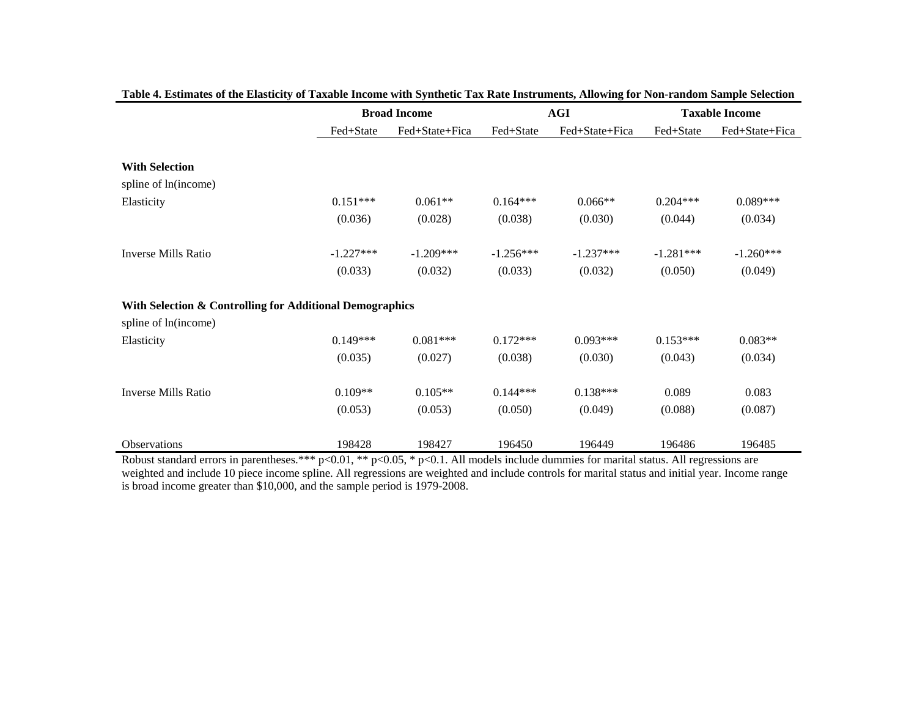**Table 4. Estimates of the Elasticity of Taxable Income with Synthetic Tax Rate Instruments, Allowing for Non-random Sample Selection**

| | Broad Income | | AGI | | Taxable Income | |
|---|---|---|---|---|---|---|
| | Fed+State | Fed+State+Fica | Fed+State | Fed+State+Fica | Fed+State | Fed+State+Fica |
| **With Selection** | | | | | | |
| spline of ln(income) | | | | | | |
| Elasticity | 0.151*** | 0.061** | 0.164*** | 0.066** | 0.204*** | 0.089*** |
| | (0.036) | (0.028) | (0.038) | (0.030) | (0.044) | (0.034) |
| Inverse Mills Ratio | -1.227*** | -1.209*** | -1.256*** | -1.237*** | -1.281*** | -1.260*** |
| | (0.033) | (0.032) | (0.033) | (0.032) | (0.050) | (0.049) |
| **With Selection & Controlling for Additional Demographics** | | | | | | |
| spline of ln(income) | | | | | | |
| Elasticity | 0.149*** | 0.081*** | 0.172*** | 0.093*** | 0.153*** | 0.083** |
| | (0.035) | (0.027) | (0.038) | (0.030) | (0.043) | (0.034) |
| Inverse Mills Ratio | 0.109** | 0.105** | 0.144*** | 0.138*** | 0.089 | 0.083 |
| | (0.053) | (0.053) | (0.050) | (0.049) | (0.088) | (0.087) |
| Observations | 198428 | 198427 | 196450 | 196449 | 196486 | 196485 |

Robust standard errors in parentheses.*** p<0.01, ** p<0.05, * p<0.1. All models include dummies for marital status. All regressions are weighted and include 10 piece income spline. All regressions are weighted and include controls for marital status and initial year. Income range is broad income greater than $10,000, and the sample period is 1979-2008.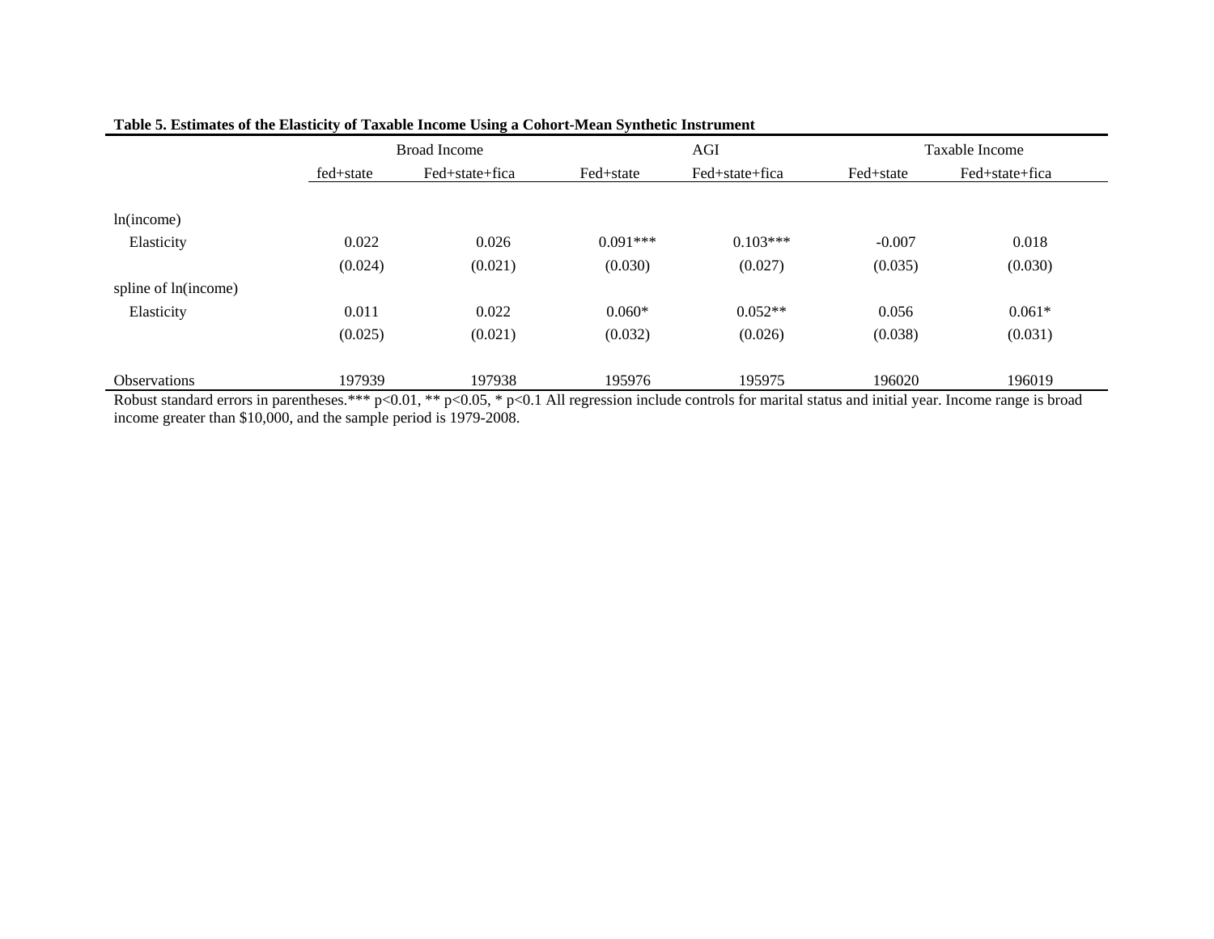**Table 5. Estimates of the Elasticity of Taxable Income Using a Cohort-Mean Synthetic Instrument**

| | Broad Income | | AGI | | Taxable Income | |
|---|---|---|---|---|---|---|
| | fed+state | Fed+state+fica | Fed+state | Fed+state+fica | Fed+state | Fed+state+fica |
| ln(income) | | | | | | |
| Elasticity | 0.022 | 0.026 | 0.091*** | 0.103*** | -0.007 | 0.018 |
| | (0.024) | (0.021) | (0.030) | (0.027) | (0.035) | (0.030) |
| spline of ln(income) | | | | | | |
| Elasticity | 0.011 | 0.022 | 0.060* | 0.052** | 0.056 | 0.061* |
| | (0.025) | (0.021) | (0.032) | (0.026) | (0.038) | (0.031) |
| Observations | 197939 | 197938 | 195976 | 195975 | 196020 | 196019 |

Robust standard errors in parentheses.*** p<0.01, ** p<0.05, * p<0.1 All regression include controls for marital status and initial year. Income range is broad income greater than $10,000, and the sample period is 1979-2008.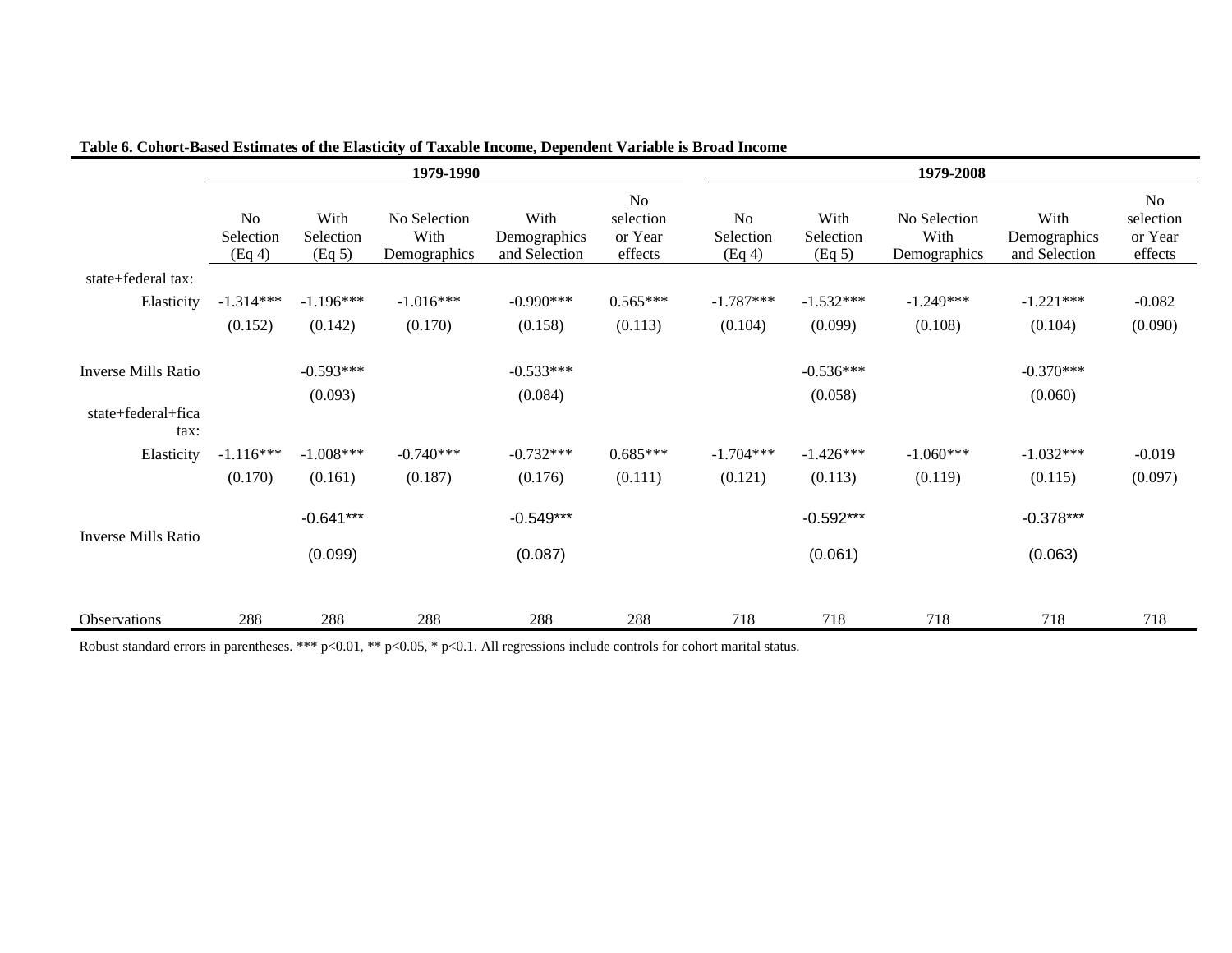**Table 6. Cohort-Based Estimates of the Elasticity of Taxable Income, Dependent Variable is Broad Income**

| | 1979-1990 | | | | | 1979-2008 | | | | |
|---|---|---|---|---|---|---|---|---|---|---|
| | No Selection (Eq 4) | With Selection (Eq 5) | No Selection With Demographics | With Demographics and Selection | No selection or Year effects | No Selection (Eq 4) | With Selection (Eq 5) | No Selection With Demographics | With Demographics and Selection | No selection or Year effects |
| state+federal tax: | | | | | | | | | | |
| Elasticity | -1.314*** | -1.196*** | -1.016*** | -0.990*** | 0.565*** | -1.787*** | -1.532*** | -1.249*** | -1.221*** | -0.082 |
| | (0.152) | (0.142) | (0.170) | (0.158) | (0.113) | (0.104) | (0.099) | (0.108) | (0.104) | (0.090) |
| Inverse Mills Ratio | | -0.593*** | | -0.533*** | | | -0.536*** | | -0.370*** | |
| | | (0.093) | | (0.084) | | | (0.058) | | (0.060) | |
| state+federal+fica tax: | | | | | | | | | | |
| Elasticity | -1.116*** | -1.008*** | -0.740*** | -0.732*** | 0.685*** | -1.704*** | -1.426*** | -1.060*** | -1.032*** | -0.019 |
| | (0.170) | (0.161) | (0.187) | (0.176) | (0.111) | (0.121) | (0.113) | (0.119) | (0.115) | (0.097) |
| Inverse Mills Ratio | | -0.641*** | | -0.549*** | | | -0.592*** | | -0.378*** | |
| | | (0.099) | | (0.087) | | | (0.061) | | (0.063) | |
| Observations | 288 | 288 | 288 | 288 | 288 | 718 | 718 | 718 | 718 | 718 |

Robust standard errors in parentheses. *** p<0.01, ** p<0.05, * p<0.1. All regressions include controls for cohort marital status.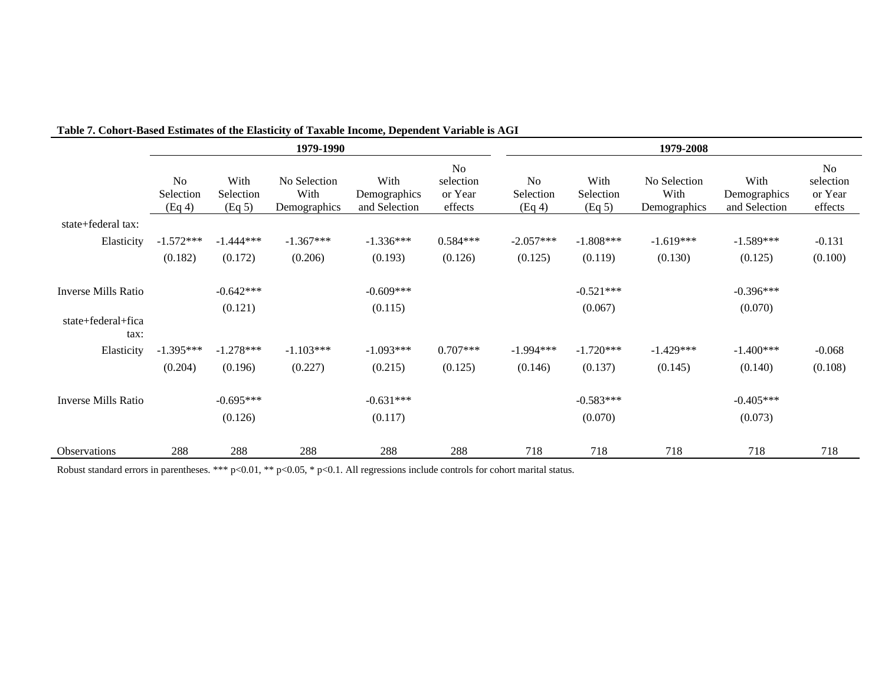**Table 7. Cohort-Based Estimates of the Elasticity of Taxable Income, Dependent Variable is AGI**

| | 1979-1990 | | | | | 1979-2008 | | | | |
|---|---|---|---|---|---|---|---|---|---|---|
| | No Selection (Eq 4) | With Selection (Eq 5) | No Selection With Demographics | With Demographics and Selection | No selection or Year effects | No Selection (Eq 4) | With Selection (Eq 5) | No Selection With Demographics | With Demographics and Selection | No selection or Year effects |
| state+federal tax: | | | | | | | | | | |
| Elasticity | -1.572*** | -1.444*** | -1.367*** | -1.336*** | 0.584*** | -2.057*** | -1.808*** | -1.619*** | -1.589*** | -0.131 |
| | (0.182) | (0.172) | (0.206) | (0.193) | (0.126) | (0.125) | (0.119) | (0.130) | (0.125) | (0.100) |
| Inverse Mills Ratio | | -0.642*** | | -0.609*** | | | -0.521*** | | -0.396*** | |
| | | (0.121) | | (0.115) | | | (0.067) | | (0.070) | |
| state+federal+fica tax: | | | | | | | | | | |
| Elasticity | -1.395*** | -1.278*** | -1.103*** | -1.093*** | 0.707*** | -1.994*** | -1.720*** | -1.429*** | -1.400*** | -0.068 |
| | (0.204) | (0.196) | (0.227) | (0.215) | (0.125) | (0.146) | (0.137) | (0.145) | (0.140) | (0.108) |
| Inverse Mills Ratio | | -0.695*** | | -0.631*** | | | -0.583*** | | -0.405*** | |
| | | (0.126) | | (0.117) | | | (0.070) | | (0.073) | |
| Observations | 288 | 288 | 288 | 288 | 288 | 718 | 718 | 718 | 718 | 718 |

Robust standard errors in parentheses. *** p<0.01, ** p<0.05, * p<0.1. All regressions include controls for cohort marital status.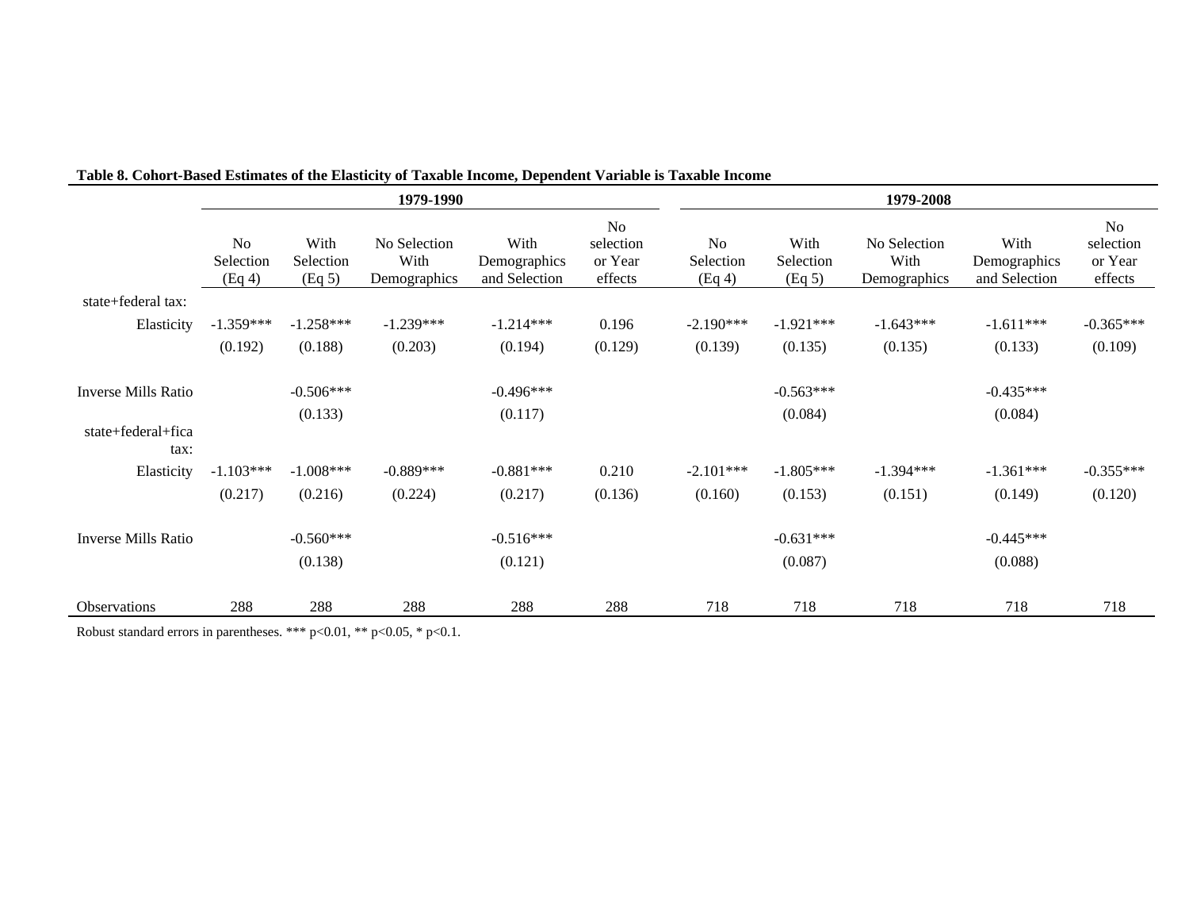**Table 8. Cohort-Based Estimates of the Elasticity of Taxable Income, Dependent Variable is Taxable Income**

| | 1979-1990 | | | | | 1979-2008 | | | | |
|---|---|---|---|---|---|---|---|---|---|---|
| | No Selection (Eq 4) | With Selection (Eq 5) | No Selection With Demographics | With Demographics and Selection | No selection or Year effects | No Selection (Eq 4) | With Selection (Eq 5) | No Selection With Demographics | With Demographics and Selection | No selection or Year effects |
| state+federal tax: | | | | | | | | | | |
| Elasticity | -1.359*** | -1.258*** | -1.239*** | -1.214*** | 0.196 | -2.190*** | -1.921*** | -1.643*** | -1.611*** | -0.365*** |
| | (0.192) | (0.188) | (0.203) | (0.194) | (0.129) | (0.139) | (0.135) | (0.135) | (0.133) | (0.109) |
| Inverse Mills Ratio | | -0.506*** | | -0.496*** | | | -0.563*** | | -0.435*** | |
| | | (0.133) | | (0.117) | | | (0.084) | | (0.084) | |
| state+federal+fica tax: | | | | | | | | | | |
| Elasticity | -1.103*** | -1.008*** | -0.889*** | -0.881*** | 0.210 | -2.101*** | -1.805*** | -1.394*** | -1.361*** | -0.355*** |
| | (0.217) | (0.216) | (0.224) | (0.217) | (0.136) | (0.160) | (0.153) | (0.151) | (0.149) | (0.120) |
| Inverse Mills Ratio | | -0.560*** | | -0.516*** | | | -0.631*** | | -0.445*** | |
| | | (0.138) | | (0.121) | | | (0.087) | | (0.088) | |
| Observations | 288 | 288 | 288 | 288 | 288 | 718 | 718 | 718 | 718 | 718 |

Robust standard errors in parentheses. *** p<0.01, ** p<0.05, * p<0.1.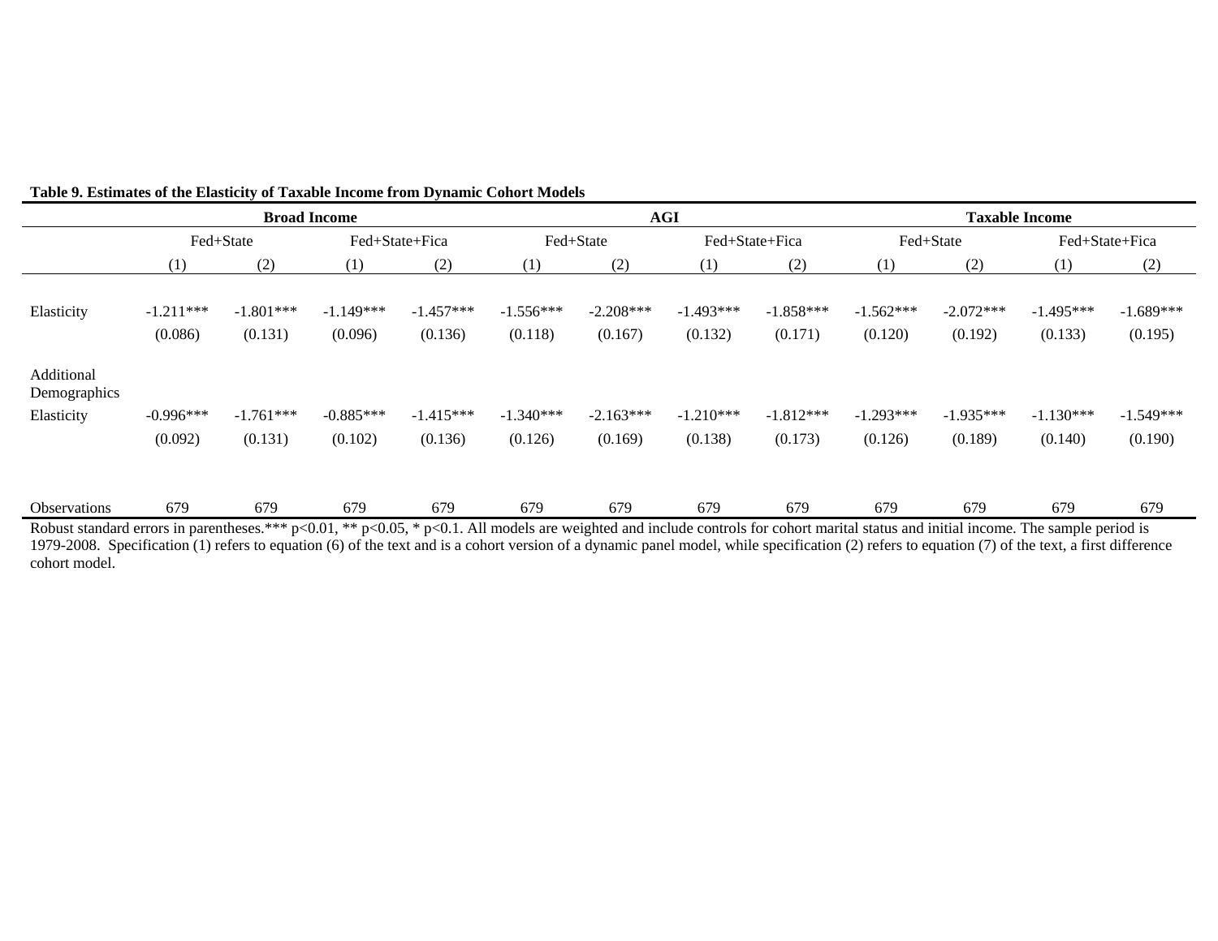**Table 9. Estimates of the Elasticity of Taxable Income from Dynamic Cohort Models**

| | Broad Income | | | | AGI | | | | Taxable Income | | | |
|---|---|---|---|---|---|---|---|---|---|---|---|---|
| | Fed+State | | Fed+State+Fica | | Fed+State | | Fed+State+Fica | | Fed+State | | Fed+State+Fica | |
| | (1) | (2) | (1) | (2) | (1) | (2) | (1) | (2) | (1) | (2) | (1) | (2) |
| Elasticity | -1.211*** | -1.801*** | -1.149*** | -1.457*** | -1.556*** | -2.208*** | -1.493*** | -1.858*** | -1.562*** | -2.072*** | -1.495*** | -1.689*** |
| | (0.086) | (0.131) | (0.096) | (0.136) | (0.118) | (0.167) | (0.132) | (0.171) | (0.120) | (0.192) | (0.133) | (0.195) |
| Additional Demographics | | | | | | | | | | | | |
| Elasticity | -0.996*** | -1.761*** | -0.885*** | -1.415*** | -1.340*** | -2.163*** | -1.210*** | -1.812*** | -1.293*** | -1.935*** | -1.130*** | -1.549*** |
| | (0.092) | (0.131) | (0.102) | (0.136) | (0.126) | (0.169) | (0.138) | (0.173) | (0.126) | (0.189) | (0.140) | (0.190) |
| Observations | 679 | 679 | 679 | 679 | 679 | 679 | 679 | 679 | 679 | 679 | 679 | 679 |

Robust standard errors in parentheses.*** p<0.01, ** p<0.05, * p<0.1. All models are weighted and include controls for cohort marital status and initial income. The sample period is 1979-2008. Specification (1) refers to equation (6) of the text and is a cohort version of a dynamic panel model, while specification (2) refers to equation (7) of the text, a first difference cohort model.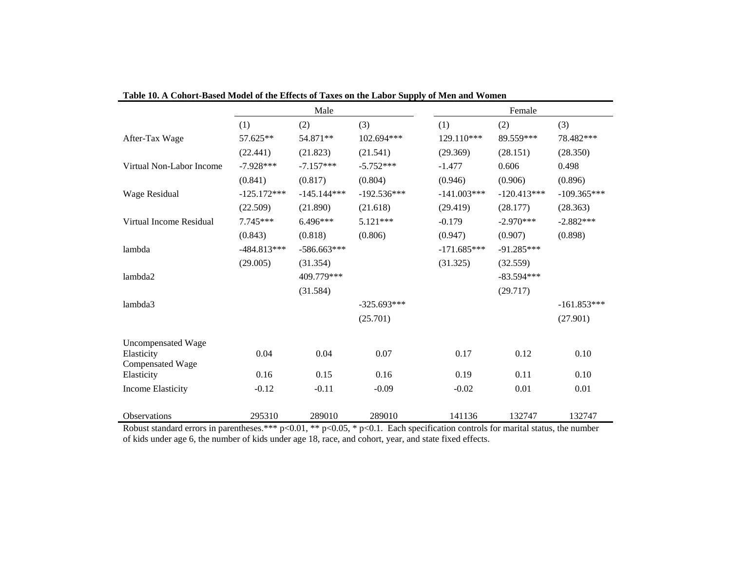**Table 10. A Cohort-Based Model of the Effects of Taxes on the Labor Supply of Men and Women**

| | Male | | | Female | | |
|---|---|---|---|---|---|---|
| | (1) | (2) | (3) | (1) | (2) | (3) |
| After-Tax Wage | 57.625** | 54.871** | 102.694*** | 129.110*** | 89.559*** | 78.482*** |
| | (22.441) | (21.823) | (21.541) | (29.369) | (28.151) | (28.350) |
| Virtual Non-Labor Income | -7.928*** | -7.157*** | -5.752*** | -1.477 | 0.606 | 0.498 |
| | (0.841) | (0.817) | (0.804) | (0.946) | (0.906) | (0.896) |
| Wage Residual | -125.172*** | -145.144*** | -192.536*** | -141.003*** | -120.413*** | -109.365*** |
| | (22.509) | (21.890) | (21.618) | (29.419) | (28.177) | (28.363) |
| Virtual Income Residual | 7.745*** | 6.496*** | 5.121*** | -0.179 | -2.970*** | -2.882*** |
| | (0.843) | (0.818) | (0.806) | (0.947) | (0.907) | (0.898) |
| lambda | -484.813*** | -586.663*** | | -171.685*** | -91.285*** | |
| | (29.005) | (31.354) | | (31.325) | (32.559) | |
| lambda2 | | 409.779*** | | | -83.594*** | |
| | | (31.584) | | | (29.717) | |
| lambda3 | | | -325.693*** | | | -161.853*** |
| | | | (25.701) | | | (27.901) |
| Uncompensated Wage Elasticity | 0.04 | 0.04 | 0.07 | 0.17 | 0.12 | 0.10 |
| Compensated Wage Elasticity | 0.16 | 0.15 | 0.16 | 0.19 | 0.11 | 0.10 |
| Income Elasticity | -0.12 | -0.11 | -0.09 | -0.02 | 0.01 | 0.01 |
| Observations | 295310 | 289010 | 289010 | 141136 | 132747 | 132747 |

Robust standard errors in parentheses.*** p<0.01, ** p<0.05, * p<0.1. Each specification controls for marital status, the number of kids under age 6, the number of kids under age 18, race, and cohort, year, and state fixed effects.